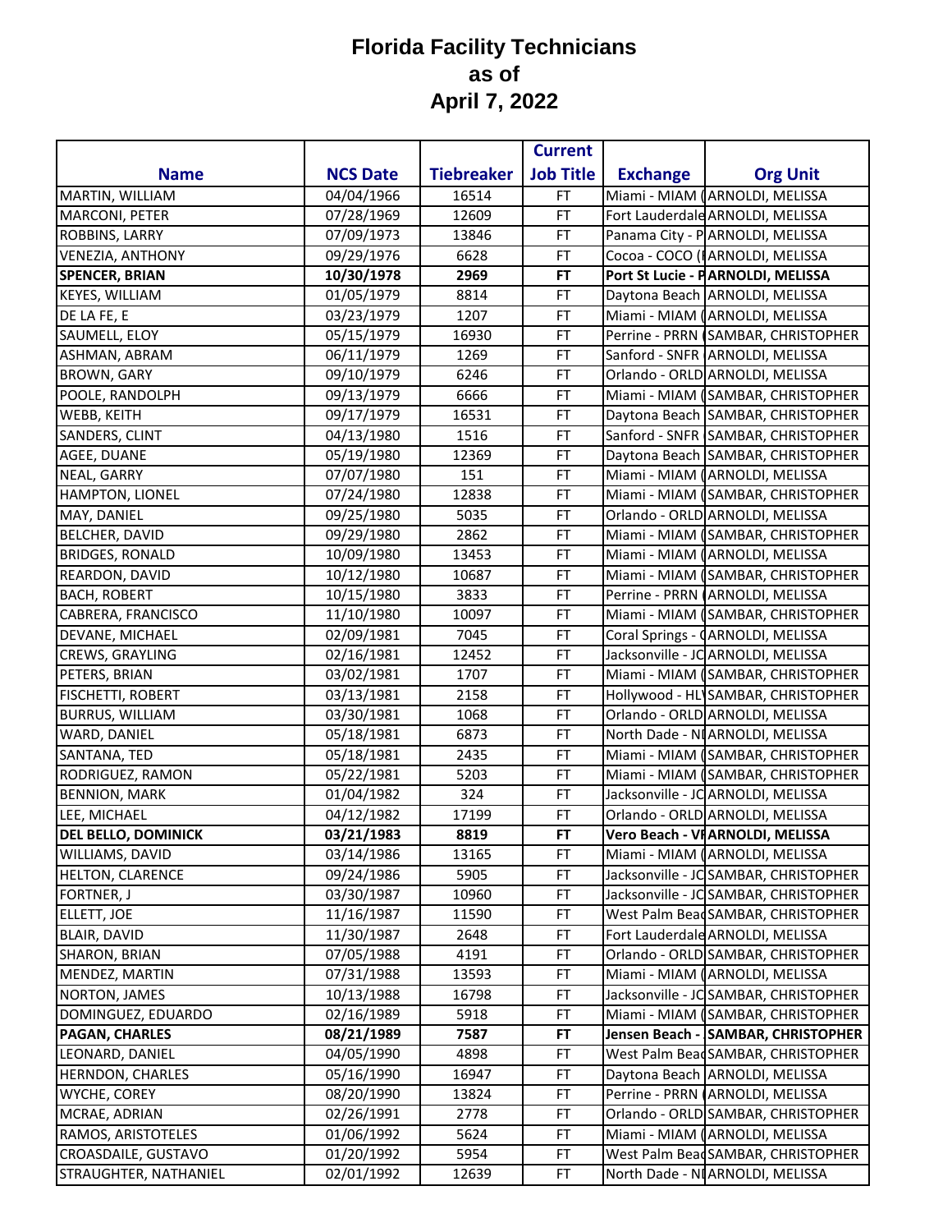# Florida Facility Technicians
# as of
# April 7, 2022

| Name | NCS Date | Tiebreaker | Current Job Title | Exchange | Org Unit |
|---|---|---|---|---|---|
| MARTIN, WILLIAM | 04/04/1966 | 16514 | FT | Miami - MIAM ( | ARNOLDI, MELISSA |
| MARCONI, PETER | 07/28/1969 | 12609 | FT | Fort Lauderdale | ARNOLDI, MELISSA |
| ROBBINS, LARRY | 07/09/1973 | 13846 | FT | Panama City - P | ARNOLDI, MELISSA |
| VENEZIA, ANTHONY | 09/29/1976 | 6628 | FT | Cocoa - COCO ( | ARNOLDI, MELISSA |
| **SPENCER, BRIAN** | **10/30/1978** | **2969** | **FT** | **Port St Lucie - P** | **ARNOLDI, MELISSA** |
| KEYES, WILLIAM | 01/05/1979 | 8814 | FT | Daytona Beach | ARNOLDI, MELISSA |
| DE LA FE, E | 03/23/1979 | 1207 | FT | Miami - MIAM ( | ARNOLDI, MELISSA |
| SAUMELL, ELOY | 05/15/1979 | 16930 | FT | Perrine - PRRN | SAMBAR, CHRISTOPHER |
| ASHMAN, ABRAM | 06/11/1979 | 1269 | FT | Sanford - SNFR | ARNOLDI, MELISSA |
| BROWN, GARY | 09/10/1979 | 6246 | FT | Orlando - ORLD | ARNOLDI, MELISSA |
| POOLE, RANDOLPH | 09/13/1979 | 6666 | FT | Miami - MIAM ( | SAMBAR, CHRISTOPHER |
| WEBB, KEITH | 09/17/1979 | 16531 | FT | Daytona Beach | SAMBAR, CHRISTOPHER |
| SANDERS, CLINT | 04/13/1980 | 1516 | FT | Sanford - SNFR | SAMBAR, CHRISTOPHER |
| AGEE, DUANE | 05/19/1980 | 12369 | FT | Daytona Beach | SAMBAR, CHRISTOPHER |
| NEAL, GARRY | 07/07/1980 | 151 | FT | Miami - MIAM ( | ARNOLDI, MELISSA |
| HAMPTON, LIONEL | 07/24/1980 | 12838 | FT | Miami - MIAM ( | SAMBAR, CHRISTOPHER |
| MAY, DANIEL | 09/25/1980 | 5035 | FT | Orlando - ORLD | ARNOLDI, MELISSA |
| BELCHER, DAVID | 09/29/1980 | 2862 | FT | Miami - MIAM ( | SAMBAR, CHRISTOPHER |
| BRIDGES, RONALD | 10/09/1980 | 13453 | FT | Miami - MIAM ( | ARNOLDI, MELISSA |
| REARDON, DAVID | 10/12/1980 | 10687 | FT | Miami - MIAM ( | SAMBAR, CHRISTOPHER |
| BACH, ROBERT | 10/15/1980 | 3833 | FT | Perrine - PRRN | ARNOLDI, MELISSA |
| CABRERA, FRANCISCO | 11/10/1980 | 10097 | FT | Miami - MIAM ( | SAMBAR, CHRISTOPHER |
| DEVANE, MICHAEL | 02/09/1981 | 7045 | FT | Coral Springs - ( | ARNOLDI, MELISSA |
| CREWS, GRAYLING | 02/16/1981 | 12452 | FT | Jacksonville - JC | ARNOLDI, MELISSA |
| PETERS, BRIAN | 03/02/1981 | 1707 | FT | Miami - MIAM ( | SAMBAR, CHRISTOPHER |
| FISCHETTI, ROBERT | 03/13/1981 | 2158 | FT | Hollywood - HL | SAMBAR, CHRISTOPHER |
| BURRUS, WILLIAM | 03/30/1981 | 1068 | FT | Orlando - ORLD | ARNOLDI, MELISSA |
| WARD, DANIEL | 05/18/1981 | 6873 | FT | North Dade - N | ARNOLDI, MELISSA |
| SANTANA, TED | 05/18/1981 | 2435 | FT | Miami - MIAM ( | SAMBAR, CHRISTOPHER |
| RODRIGUEZ, RAMON | 05/22/1981 | 5203 | FT | Miami - MIAM ( | SAMBAR, CHRISTOPHER |
| BENNION, MARK | 01/04/1982 | 324 | FT | Jacksonville - JC | ARNOLDI, MELISSA |
| LEE, MICHAEL | 04/12/1982 | 17199 | FT | Orlando - ORLD | ARNOLDI, MELISSA |
| **DEL BELLO, DOMINICK** | **03/21/1983** | **8819** | **FT** | **Vero Beach - V** | **ARNOLDI, MELISSA** |
| WILLIAMS, DAVID | 03/14/1986 | 13165 | FT | Miami - MIAM ( | ARNOLDI, MELISSA |
| HELTON, CLARENCE | 09/24/1986 | 5905 | FT | Jacksonville - JC | SAMBAR, CHRISTOPHER |
| FORTNER, J | 03/30/1987 | 10960 | FT | Jacksonville - JC | SAMBAR, CHRISTOPHER |
| ELLETT, JOE | 11/16/1987 | 11590 | FT | West Palm Bea | SAMBAR, CHRISTOPHER |
| BLAIR, DAVID | 11/30/1987 | 2648 | FT | Fort Lauderdale | ARNOLDI, MELISSA |
| SHARON, BRIAN | 07/05/1988 | 4191 | FT | Orlando - ORLD | SAMBAR, CHRISTOPHER |
| MENDEZ, MARTIN | 07/31/1988 | 13593 | FT | Miami - MIAM ( | ARNOLDI, MELISSA |
| NORTON, JAMES | 10/13/1988 | 16798 | FT | Jacksonville - JC | SAMBAR, CHRISTOPHER |
| DOMINGUEZ, EDUARDO | 02/16/1989 | 5918 | FT | Miami - MIAM ( | SAMBAR, CHRISTOPHER |
| **PAGAN, CHARLES** | **08/21/1989** | **7587** | **FT** | **Jensen Beach -** | **SAMBAR, CHRISTOPHER** |
| LEONARD, DANIEL | 04/05/1990 | 4898 | FT | West Palm Bea | SAMBAR, CHRISTOPHER |
| HERNDON, CHARLES | 05/16/1990 | 16947 | FT | Daytona Beach | ARNOLDI, MELISSA |
| WYCHE, COREY | 08/20/1990 | 13824 | FT | Perrine - PRRN | ARNOLDI, MELISSA |
| MCRAE, ADRIAN | 02/26/1991 | 2778 | FT | Orlando - ORLD | SAMBAR, CHRISTOPHER |
| RAMOS, ARISTOTELES | 01/06/1992 | 5624 | FT | Miami - MIAM ( | ARNOLDI, MELISSA |
| CROASDAILE, GUSTAVO | 01/20/1992 | 5954 | FT | West Palm Bea | SAMBAR, CHRISTOPHER |
| STRAUGHTER, NATHANIEL | 02/01/1992 | 12639 | FT | North Dade - N | ARNOLDI, MELISSA |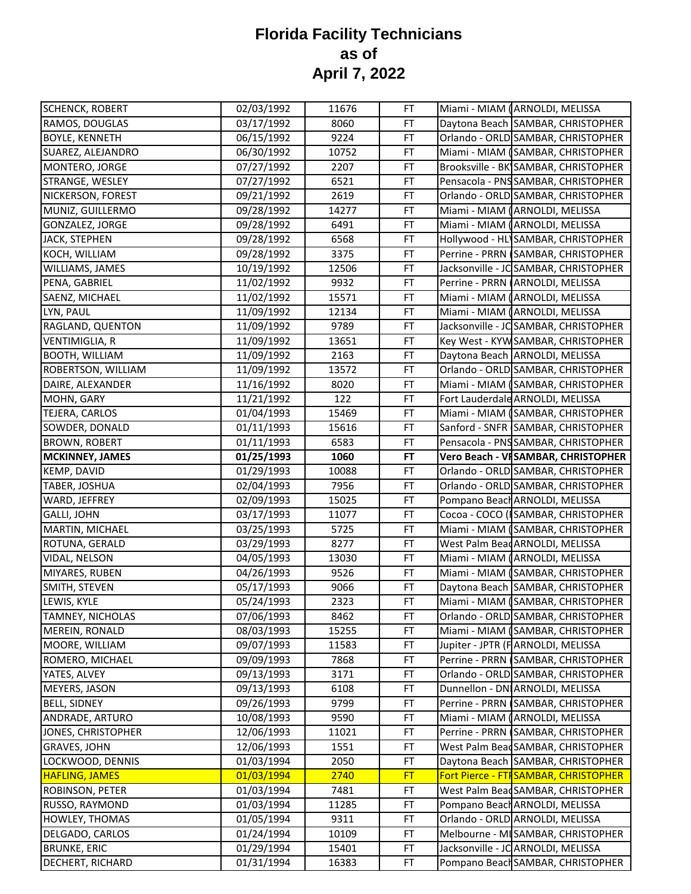# Florida Facility Technicians as of April 7, 2022

| | | | | | |
|---|---|---|---|---|---|
| SCHENCK, ROBERT | 02/03/1992 | 11676 | FT | Miami - MIAM ( | ARNOLDI, MELISSA |
| RAMOS, DOUGLAS | 03/17/1992 | 8060 | FT | Daytona Beach | SAMBAR, CHRISTOPHER |
| BOYLE, KENNETH | 06/15/1992 | 9224 | FT | Orlando - ORLD | SAMBAR, CHRISTOPHER |
| SUAREZ, ALEJANDRO | 06/30/1992 | 10752 | FT | Miami - MIAM ( | SAMBAR, CHRISTOPHER |
| MONTERO, JORGE | 07/27/1992 | 2207 | FT | Brooksville - BK | SAMBAR, CHRISTOPHER |
| STRANGE, WESLEY | 07/27/1992 | 6521 | FT | Pensacola - PNS | SAMBAR, CHRISTOPHER |
| NICKERSON, FOREST | 09/21/1992 | 2619 | FT | Orlando - ORLD | SAMBAR, CHRISTOPHER |
| MUNIZ, GUILLERMO | 09/28/1992 | 14277 | FT | Miami - MIAM ( | ARNOLDI, MELISSA |
| GONZALEZ, JORGE | 09/28/1992 | 6491 | FT | Miami - MIAM ( | ARNOLDI, MELISSA |
| JACK, STEPHEN | 09/28/1992 | 6568 | FT | Hollywood - HL | SAMBAR, CHRISTOPHER |
| KOCH, WILLIAM | 09/28/1992 | 3375 | FT | Perrine - PRRN | SAMBAR, CHRISTOPHER |
| WILLIAMS, JAMES | 10/19/1992 | 12506 | FT | Jacksonville - JC | SAMBAR, CHRISTOPHER |
| PENA, GABRIEL | 11/02/1992 | 9932 | FT | Perrine - PRRN | ARNOLDI, MELISSA |
| SAENZ, MICHAEL | 11/02/1992 | 15571 | FT | Miami - MIAM ( | ARNOLDI, MELISSA |
| LYN, PAUL | 11/09/1992 | 12134 | FT | Miami - MIAM ( | ARNOLDI, MELISSA |
| RAGLAND, QUENTON | 11/09/1992 | 9789 | FT | Jacksonville - JC | SAMBAR, CHRISTOPHER |
| VENTIMIGLIA, R | 11/09/1992 | 13651 | FT | Key West - KYW | SAMBAR, CHRISTOPHER |
| BOOTH, WILLIAM | 11/09/1992 | 2163 | FT | Daytona Beach | ARNOLDI, MELISSA |
| ROBERTSON, WILLIAM | 11/09/1992 | 13572 | FT | Orlando - ORLD | SAMBAR, CHRISTOPHER |
| DAIRE, ALEXANDER | 11/16/1992 | 8020 | FT | Miami - MIAM ( | SAMBAR, CHRISTOPHER |
| MOHN, GARY | 11/21/1992 | 122 | FT | Fort Lauderdale | ARNOLDI, MELISSA |
| TEJERA, CARLOS | 01/04/1993 | 15469 | FT | Miami - MIAM ( | SAMBAR, CHRISTOPHER |
| SOWDER, DONALD | 01/11/1993 | 15616 | FT | Sanford - SNFR | SAMBAR, CHRISTOPHER |
| BROWN, ROBERT | 01/11/1993 | 6583 | FT | Pensacola - PNS | SAMBAR, CHRISTOPHER |
| **MCKINNEY, JAMES** | **01/25/1993** | **1060** | **FT** | **Vero Beach - VR** | **SAMBAR, CHRISTOPHER** |
| KEMP, DAVID | 01/29/1993 | 10088 | FT | Orlando - ORLD | SAMBAR, CHRISTOPHER |
| TABER, JOSHUA | 02/04/1993 | 7956 | FT | Orlando - ORLD | SAMBAR, CHRISTOPHER |
| WARD, JEFFREY | 02/09/1993 | 15025 | FT | Pompano Beach | ARNOLDI, MELISSA |
| GALLI, JOHN | 03/17/1993 | 11077 | FT | Cocoa - COCO ( | SAMBAR, CHRISTOPHER |
| MARTIN, MICHAEL | 03/25/1993 | 5725 | FT | Miami - MIAM ( | SAMBAR, CHRISTOPHER |
| ROTUNA, GERALD | 03/29/1993 | 8277 | FT | West Palm Bea | ARNOLDI, MELISSA |
| VIDAL, NELSON | 04/05/1993 | 13030 | FT | Miami - MIAM ( | ARNOLDI, MELISSA |
| MIYARES, RUBEN | 04/26/1993 | 9526 | FT | Miami - MIAM ( | SAMBAR, CHRISTOPHER |
| SMITH, STEVEN | 05/17/1993 | 9066 | FT | Daytona Beach | SAMBAR, CHRISTOPHER |
| LEWIS, KYLE | 05/24/1993 | 2323 | FT | Miami - MIAM ( | SAMBAR, CHRISTOPHER |
| TAMNEY, NICHOLAS | 07/06/1993 | 8462 | FT | Orlando - ORLD | SAMBAR, CHRISTOPHER |
| MEREIN, RONALD | 08/03/1993 | 15255 | FT | Miami - MIAM ( | SAMBAR, CHRISTOPHER |
| MOORE, WILLIAM | 09/07/1993 | 11583 | FT | Jupiter - JPTR (F | ARNOLDI, MELISSA |
| ROMERO, MICHAEL | 09/09/1993 | 7868 | FT | Perrine - PRRN | SAMBAR, CHRISTOPHER |
| YATES, ALVEY | 09/13/1993 | 3171 | FT | Orlando - ORLD | SAMBAR, CHRISTOPHER |
| MEYERS, JASON | 09/13/1993 | 6108 | FT | Dunnellon - DN | ARNOLDI, MELISSA |
| BELL, SIDNEY | 09/26/1993 | 9799 | FT | Perrine - PRRN | SAMBAR, CHRISTOPHER |
| ANDRADE, ARTURO | 10/08/1993 | 9590 | FT | Miami - MIAM ( | ARNOLDI, MELISSA |
| JONES, CHRISTOPHER | 12/06/1993 | 11021 | FT | Perrine - PRRN | SAMBAR, CHRISTOPHER |
| GRAVES, JOHN | 12/06/1993 | 1551 | FT | West Palm Bea | SAMBAR, CHRISTOPHER |
| LOCKWOOD, DENNIS | 01/03/1994 | 2050 | FT | Daytona Beach | SAMBAR, CHRISTOPHER |
| HAFLING, JAMES | 01/03/1994 | 2740 | FT | Fort Pierce - FT | SAMBAR, CHRISTOPHER |
| ROBINSON, PETER | 01/03/1994 | 7481 | FT | West Palm Bea | SAMBAR, CHRISTOPHER |
| RUSSO, RAYMOND | 01/03/1994 | 11285 | FT | Pompano Beach | ARNOLDI, MELISSA |
| HOWLEY, THOMAS | 01/05/1994 | 9311 | FT | Orlando - ORLD | ARNOLDI, MELISSA |
| DELGADO, CARLOS | 01/24/1994 | 10109 | FT | Melbourne - MI | SAMBAR, CHRISTOPHER |
| BRUNKE, ERIC | 01/29/1994 | 15401 | FT | Jacksonville - JC | ARNOLDI, MELISSA |
| DECHERT, RICHARD | 01/31/1994 | 16383 | FT | Pompano Beach | SAMBAR, CHRISTOPHER |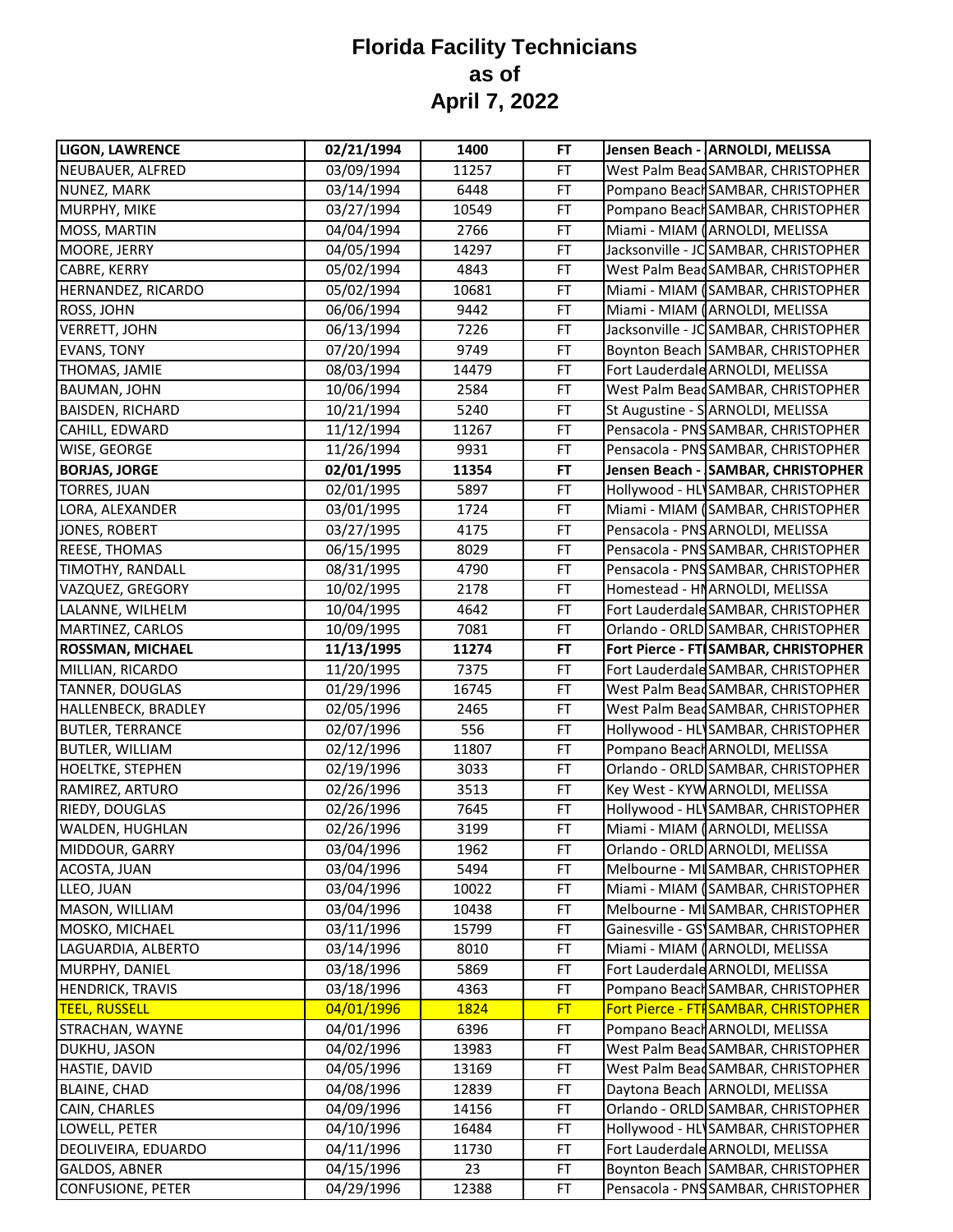# Florida Facility Technicians as of April 7, 2022

| | | | | | |
|---|---|---|---|---|---|
| **LIGON, LAWRENCE** | **02/21/1994** | **1400** | **FT** | **Jensen Beach -** | **ARNOLDI, MELISSA** |
| NEUBAUER, ALFRED | 03/09/1994 | 11257 | FT | West Palm Beac | SAMBAR, CHRISTOPHER |
| NUNEZ, MARK | 03/14/1994 | 6448 | FT | Pompano Beach | SAMBAR, CHRISTOPHER |
| MURPHY, MIKE | 03/27/1994 | 10549 | FT | Pompano Beach | SAMBAR, CHRISTOPHER |
| MOSS, MARTIN | 04/04/1994 | 2766 | FT | Miami - MIAM ( | ARNOLDI, MELISSA |
| MOORE, JERRY | 04/05/1994 | 14297 | FT | Jacksonville - JC | SAMBAR, CHRISTOPHER |
| CABRE, KERRY | 05/02/1994 | 4843 | FT | West Palm Beac | SAMBAR, CHRISTOPHER |
| HERNANDEZ, RICARDO | 05/02/1994 | 10681 | FT | Miami - MIAM ( | SAMBAR, CHRISTOPHER |
| ROSS, JOHN | 06/06/1994 | 9442 | FT | Miami - MIAM ( | ARNOLDI, MELISSA |
| VERRETT, JOHN | 06/13/1994 | 7226 | FT | Jacksonville - JC | SAMBAR, CHRISTOPHER |
| EVANS, TONY | 07/20/1994 | 9749 | FT | Boynton Beach | SAMBAR, CHRISTOPHER |
| THOMAS, JAMIE | 08/03/1994 | 14479 | FT | Fort Lauderdale | ARNOLDI, MELISSA |
| BAUMAN, JOHN | 10/06/1994 | 2584 | FT | West Palm Beac | SAMBAR, CHRISTOPHER |
| BAISDEN, RICHARD | 10/21/1994 | 5240 | FT | St Augustine - S | ARNOLDI, MELISSA |
| CAHILL, EDWARD | 11/12/1994 | 11267 | FT | Pensacola - PNS | SAMBAR, CHRISTOPHER |
| WISE, GEORGE | 11/26/1994 | 9931 | FT | Pensacola - PNS | SAMBAR, CHRISTOPHER |
| **BORJAS, JORGE** | **02/01/1995** | **11354** | **FT** | **Jensen Beach -** | **SAMBAR, CHRISTOPHER** |
| TORRES, JUAN | 02/01/1995 | 5897 | FT | Hollywood - HL\ | SAMBAR, CHRISTOPHER |
| LORA, ALEXANDER | 03/01/1995 | 1724 | FT | Miami - MIAM ( | SAMBAR, CHRISTOPHER |
| JONES, ROBERT | 03/27/1995 | 4175 | FT | Pensacola - PNS | ARNOLDI, MELISSA |
| REESE, THOMAS | 06/15/1995 | 8029 | FT | Pensacola - PNS | SAMBAR, CHRISTOPHER |
| TIMOTHY, RANDALL | 08/31/1995 | 4790 | FT | Pensacola - PNS | SAMBAR, CHRISTOPHER |
| VAZQUEZ, GREGORY | 10/02/1995 | 2178 | FT | Homestead - HI | ARNOLDI, MELISSA |
| LALANNE, WILHELM | 10/04/1995 | 4642 | FT | Fort Lauderdale | SAMBAR, CHRISTOPHER |
| MARTINEZ, CARLOS | 10/09/1995 | 7081 | FT | Orlando - ORLD | SAMBAR, CHRISTOPHER |
| **ROSSMAN, MICHAEL** | **11/13/1995** | **11274** | **FT** | **Fort Pierce - FTI** | **SAMBAR, CHRISTOPHER** |
| MILLIAN, RICARDO | 11/20/1995 | 7375 | FT | Fort Lauderdale | SAMBAR, CHRISTOPHER |
| TANNER, DOUGLAS | 01/29/1996 | 16745 | FT | West Palm Beac | SAMBAR, CHRISTOPHER |
| HALLENBECK, BRADLEY | 02/05/1996 | 2465 | FT | West Palm Beac | SAMBAR, CHRISTOPHER |
| BUTLER, TERRANCE | 02/07/1996 | 556 | FT | Hollywood - HL\ | SAMBAR, CHRISTOPHER |
| BUTLER, WILLIAM | 02/12/1996 | 11807 | FT | Pompano Beach | ARNOLDI, MELISSA |
| HOELTKE, STEPHEN | 02/19/1996 | 3033 | FT | Orlando - ORLD | SAMBAR, CHRISTOPHER |
| RAMIREZ, ARTURO | 02/26/1996 | 3513 | FT | Key West - KYW | ARNOLDI, MELISSA |
| RIEDY, DOUGLAS | 02/26/1996 | 7645 | FT | Hollywood - HL\ | SAMBAR, CHRISTOPHER |
| WALDEN, HUGHLAN | 02/26/1996 | 3199 | FT | Miami - MIAM ( | ARNOLDI, MELISSA |
| MIDDOUR, GARRY | 03/04/1996 | 1962 | FT | Orlando - ORLD | ARNOLDI, MELISSA |
| ACOSTA, JUAN | 03/04/1996 | 5494 | FT | Melbourne - MI | SAMBAR, CHRISTOPHER |
| LLEO, JUAN | 03/04/1996 | 10022 | FT | Miami - MIAM ( | SAMBAR, CHRISTOPHER |
| MASON, WILLIAM | 03/04/1996 | 10438 | FT | Melbourne - MI | SAMBAR, CHRISTOPHER |
| MOSKO, MICHAEL | 03/11/1996 | 15799 | FT | Gainesville - GS\ | SAMBAR, CHRISTOPHER |
| LAGUARDIA, ALBERTO | 03/14/1996 | 8010 | FT | Miami - MIAM ( | ARNOLDI, MELISSA |
| MURPHY, DANIEL | 03/18/1996 | 5869 | FT | Fort Lauderdale | ARNOLDI, MELISSA |
| HENDRICK, TRAVIS | 03/18/1996 | 4363 | FT | Pompano Beach | SAMBAR, CHRISTOPHER |
| TEEL, RUSSELL | 04/01/1996 | 1824 | FT | Fort Pierce - FTI | SAMBAR, CHRISTOPHER |
| STRACHAN, WAYNE | 04/01/1996 | 6396 | FT | Pompano Beach | ARNOLDI, MELISSA |
| DUKHU, JASON | 04/02/1996 | 13983 | FT | West Palm Beac | SAMBAR, CHRISTOPHER |
| HASTIE, DAVID | 04/05/1996 | 13169 | FT | West Palm Beac | SAMBAR, CHRISTOPHER |
| BLAINE, CHAD | 04/08/1996 | 12839 | FT | Daytona Beach | ARNOLDI, MELISSA |
| CAIN, CHARLES | 04/09/1996 | 14156 | FT | Orlando - ORLD | SAMBAR, CHRISTOPHER |
| LOWELL, PETER | 04/10/1996 | 16484 | FT | Hollywood - HL\ | SAMBAR, CHRISTOPHER |
| DEOLIVEIRA, EDUARDO | 04/11/1996 | 11730 | FT | Fort Lauderdale | ARNOLDI, MELISSA |
| GALDOS, ABNER | 04/15/1996 | 23 | FT | Boynton Beach | SAMBAR, CHRISTOPHER |
| CONFUSIONE, PETER | 04/29/1996 | 12388 | FT | Pensacola - PNS | SAMBAR, CHRISTOPHER |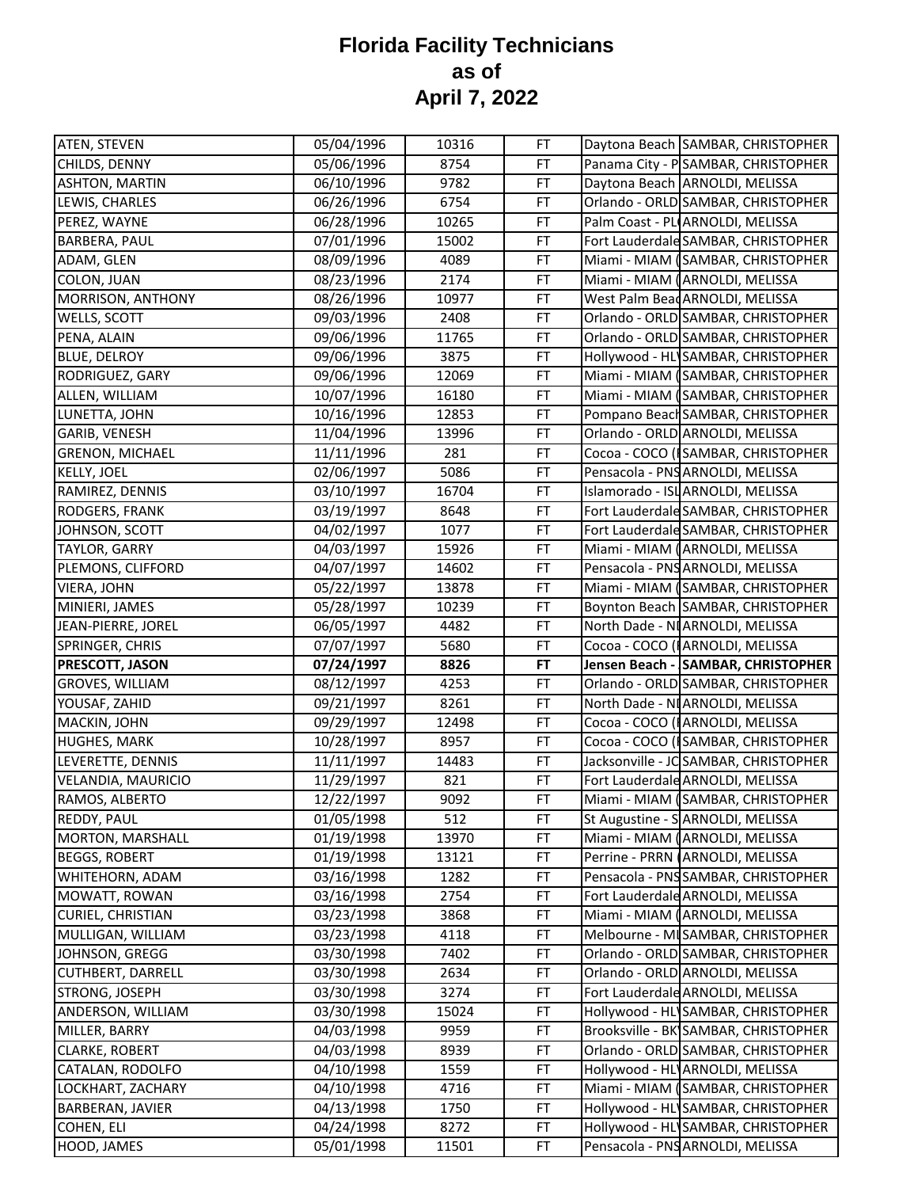# Florida Facility Technicians
# as of
# April 7, 2022

| | | | | | |
|---|---|---|---|---|---|
| ATEN, STEVEN | 05/04/1996 | 10316 | FT | Daytona Beach | SAMBAR, CHRISTOPHER |
| CHILDS, DENNY | 05/06/1996 | 8754 | FT | Panama City - P | SAMBAR, CHRISTOPHER |
| ASHTON, MARTIN | 06/10/1996 | 9782 | FT | Daytona Beach | ARNOLDI, MELISSA |
| LEWIS, CHARLES | 06/26/1996 | 6754 | FT | Orlando - ORLD | SAMBAR, CHRISTOPHER |
| PEREZ, WAYNE | 06/28/1996 | 10265 | FT | Palm Coast - PL( | ARNOLDI, MELISSA |
| BARBERA, PAUL | 07/01/1996 | 15002 | FT | Fort Lauderdale | SAMBAR, CHRISTOPHER |
| ADAM, GLEN | 08/09/1996 | 4089 | FT | Miami - MIAM ( | SAMBAR, CHRISTOPHER |
| COLON, JUAN | 08/23/1996 | 2174 | FT | Miami - MIAM ( | ARNOLDI, MELISSA |
| MORRISON, ANTHONY | 08/26/1996 | 10977 | FT | West Palm Beac | ARNOLDI, MELISSA |
| WELLS, SCOTT | 09/03/1996 | 2408 | FT | Orlando - ORLD | SAMBAR, CHRISTOPHER |
| PENA, ALAIN | 09/06/1996 | 11765 | FT | Orlando - ORLD | SAMBAR, CHRISTOPHER |
| BLUE, DELROY | 09/06/1996 | 3875 | FT | Hollywood - HL\ | SAMBAR, CHRISTOPHER |
| RODRIGUEZ, GARY | 09/06/1996 | 12069 | FT | Miami - MIAM ( | SAMBAR, CHRISTOPHER |
| ALLEN, WILLIAM | 10/07/1996 | 16180 | FT | Miami - MIAM ( | SAMBAR, CHRISTOPHER |
| LUNETTA, JOHN | 10/16/1996 | 12853 | FT | Pompano Beach | SAMBAR, CHRISTOPHER |
| GARIB, VENESH | 11/04/1996 | 13996 | FT | Orlando - ORLD | ARNOLDI, MELISSA |
| GRENON, MICHAEL | 11/11/1996 | 281 | FT | Cocoa - COCO (I | SAMBAR, CHRISTOPHER |
| KELLY, JOEL | 02/06/1997 | 5086 | FT | Pensacola - PNS | ARNOLDI, MELISSA |
| RAMIREZ, DENNIS | 03/10/1997 | 16704 | FT | Islamorado - ISL | ARNOLDI, MELISSA |
| RODGERS, FRANK | 03/19/1997 | 8648 | FT | Fort Lauderdale | SAMBAR, CHRISTOPHER |
| JOHNSON, SCOTT | 04/02/1997 | 1077 | FT | Fort Lauderdale | SAMBAR, CHRISTOPHER |
| TAYLOR, GARRY | 04/03/1997 | 15926 | FT | Miami - MIAM ( | ARNOLDI, MELISSA |
| PLEMONS, CLIFFORD | 04/07/1997 | 14602 | FT | Pensacola - PNS | ARNOLDI, MELISSA |
| VIERA, JOHN | 05/22/1997 | 13878 | FT | Miami - MIAM ( | SAMBAR, CHRISTOPHER |
| MINIERI, JAMES | 05/28/1997 | 10239 | FT | Boynton Beach | SAMBAR, CHRISTOPHER |
| JEAN-PIERRE, JOREL | 06/05/1997 | 4482 | FT | North Dade - NI | ARNOLDI, MELISSA |
| SPRINGER, CHRIS | 07/07/1997 | 5680 | FT | Cocoa - COCO (I | ARNOLDI, MELISSA |
| **PRESCOTT, JASON** | **07/24/1997** | **8826** | **FT** | **Jensen Beach -** | **SAMBAR, CHRISTOPHER** |
| GROVES, WILLIAM | 08/12/1997 | 4253 | FT | Orlando - ORLD | SAMBAR, CHRISTOPHER |
| YOUSAF, ZAHID | 09/21/1997 | 8261 | FT | North Dade - NI | ARNOLDI, MELISSA |
| MACKIN, JOHN | 09/29/1997 | 12498 | FT | Cocoa - COCO (I | ARNOLDI, MELISSA |
| HUGHES, MARK | 10/28/1997 | 8957 | FT | Cocoa - COCO (I | SAMBAR, CHRISTOPHER |
| LEVERETTE, DENNIS | 11/11/1997 | 14483 | FT | Jacksonville - JC | SAMBAR, CHRISTOPHER |
| VELANDIA, MAURICIO | 11/29/1997 | 821 | FT | Fort Lauderdale | ARNOLDI, MELISSA |
| RAMOS, ALBERTO | 12/22/1997 | 9092 | FT | Miami - MIAM ( | SAMBAR, CHRISTOPHER |
| REDDY, PAUL | 01/05/1998 | 512 | FT | St Augustine - S | ARNOLDI, MELISSA |
| MORTON, MARSHALL | 01/19/1998 | 13970 | FT | Miami - MIAM ( | ARNOLDI, MELISSA |
| BEGGS, ROBERT | 01/19/1998 | 13121 | FT | Perrine - PRRN ( | ARNOLDI, MELISSA |
| WHITEHORN, ADAM | 03/16/1998 | 1282 | FT | Pensacola - PNS | SAMBAR, CHRISTOPHER |
| MOWATT, ROWAN | 03/16/1998 | 2754 | FT | Fort Lauderdale | ARNOLDI, MELISSA |
| CURIEL, CHRISTIAN | 03/23/1998 | 3868 | FT | Miami - MIAM ( | ARNOLDI, MELISSA |
| MULLIGAN, WILLIAM | 03/23/1998 | 4118 | FT | Melbourne - MI | SAMBAR, CHRISTOPHER |
| JOHNSON, GREGG | 03/30/1998 | 7402 | FT | Orlando - ORLD | SAMBAR, CHRISTOPHER |
| CUTHBERT, DARRELL | 03/30/1998 | 2634 | FT | Orlando - ORLD | ARNOLDI, MELISSA |
| STRONG, JOSEPH | 03/30/1998 | 3274 | FT | Fort Lauderdale | ARNOLDI, MELISSA |
| ANDERSON, WILLIAM | 03/30/1998 | 15024 | FT | Hollywood - HL\ | SAMBAR, CHRISTOPHER |
| MILLER, BARRY | 04/03/1998 | 9959 | FT | Brooksville - BK\ | SAMBAR, CHRISTOPHER |
| CLARKE, ROBERT | 04/03/1998 | 8939 | FT | Orlando - ORLD | SAMBAR, CHRISTOPHER |
| CATALAN, RODOLFO | 04/10/1998 | 1559 | FT | Hollywood - HL\ | ARNOLDI, MELISSA |
| LOCKHART, ZACHARY | 04/10/1998 | 4716 | FT | Miami - MIAM ( | SAMBAR, CHRISTOPHER |
| BARBERAN, JAVIER | 04/13/1998 | 1750 | FT | Hollywood - HL\ | SAMBAR, CHRISTOPHER |
| COHEN, ELI | 04/24/1998 | 8272 | FT | Hollywood - HL\ | SAMBAR, CHRISTOPHER |
| HOOD, JAMES | 05/01/1998 | 11501 | FT | Pensacola - PNS | ARNOLDI, MELISSA |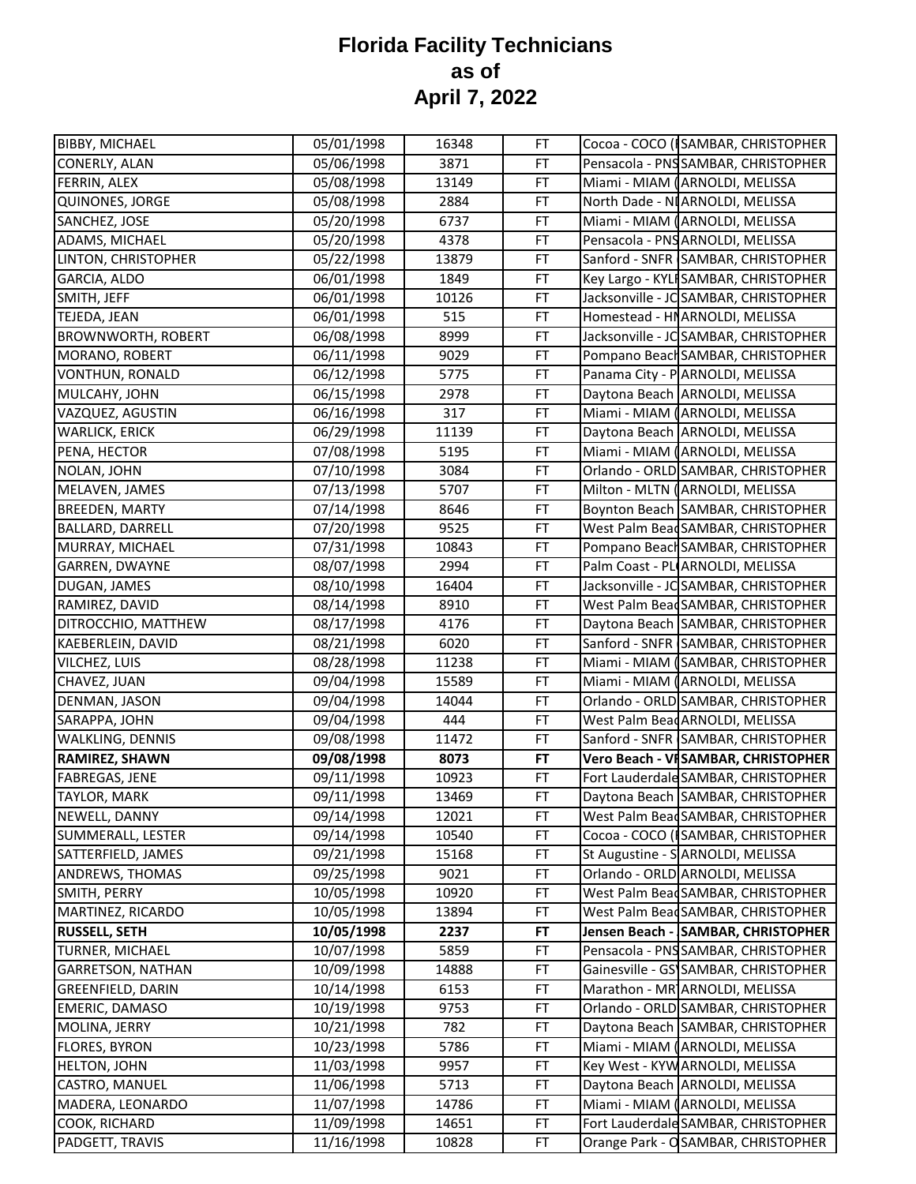# Florida Facility Technicians as of April 7, 2022

| | | | | | |
|---|---|---|---|---|---|
| BIBBY, MICHAEL | 05/01/1998 | 16348 | FT | Cocoa - COCO (I | SAMBAR, CHRISTOPHER |
| CONERLY, ALAN | 05/06/1998 | 3871 | FT | Pensacola - PNS | SAMBAR, CHRISTOPHER |
| FERRIN, ALEX | 05/08/1998 | 13149 | FT | Miami - MIAM ( | ARNOLDI, MELISSA |
| QUINONES, JORGE | 05/08/1998 | 2884 | FT | North Dade - NI | ARNOLDI, MELISSA |
| SANCHEZ, JOSE | 05/20/1998 | 6737 | FT | Miami - MIAM ( | ARNOLDI, MELISSA |
| ADAMS, MICHAEL | 05/20/1998 | 4378 | FT | Pensacola - PNS | ARNOLDI, MELISSA |
| LINTON, CHRISTOPHER | 05/22/1998 | 13879 | FT | Sanford - SNFR | SAMBAR, CHRISTOPHER |
| GARCIA, ALDO | 06/01/1998 | 1849 | FT | Key Largo - KYLI | SAMBAR, CHRISTOPHER |
| SMITH, JEFF | 06/01/1998 | 10126 | FT | Jacksonville - JC | SAMBAR, CHRISTOPHER |
| TEJEDA, JEAN | 06/01/1998 | 515 | FT | Homestead - HN | ARNOLDI, MELISSA |
| BROWNWORTH, ROBERT | 06/08/1998 | 8999 | FT | Jacksonville - JC | SAMBAR, CHRISTOPHER |
| MORANO, ROBERT | 06/11/1998 | 9029 | FT | Pompano Beach | SAMBAR, CHRISTOPHER |
| VONTHUN, RONALD | 06/12/1998 | 5775 | FT | Panama City - P | ARNOLDI, MELISSA |
| MULCAHY, JOHN | 06/15/1998 | 2978 | FT | Daytona Beach | ARNOLDI, MELISSA |
| VAZQUEZ, AGUSTIN | 06/16/1998 | 317 | FT | Miami - MIAM ( | ARNOLDI, MELISSA |
| WARLICK, ERICK | 06/29/1998 | 11139 | FT | Daytona Beach | ARNOLDI, MELISSA |
| PENA, HECTOR | 07/08/1998 | 5195 | FT | Miami - MIAM ( | ARNOLDI, MELISSA |
| NOLAN, JOHN | 07/10/1998 | 3084 | FT | Orlando - ORLD | SAMBAR, CHRISTOPHER |
| MELAVEN, JAMES | 07/13/1998 | 5707 | FT | Milton - MLTN ( | ARNOLDI, MELISSA |
| BREEDEN, MARTY | 07/14/1998 | 8646 | FT | Boynton Beach | SAMBAR, CHRISTOPHER |
| BALLARD, DARRELL | 07/20/1998 | 9525 | FT | West Palm Beac | SAMBAR, CHRISTOPHER |
| MURRAY, MICHAEL | 07/31/1998 | 10843 | FT | Pompano Beach | SAMBAR, CHRISTOPHER |
| GARREN, DWAYNE | 08/07/1998 | 2994 | FT | Palm Coast - PL | ARNOLDI, MELISSA |
| DUGAN, JAMES | 08/10/1998 | 16404 | FT | Jacksonville - JC | SAMBAR, CHRISTOPHER |
| RAMIREZ, DAVID | 08/14/1998 | 8910 | FT | West Palm Beac | SAMBAR, CHRISTOPHER |
| DITROCCHIO, MATTHEW | 08/17/1998 | 4176 | FT | Daytona Beach | SAMBAR, CHRISTOPHER |
| KAEBERLEIN, DAVID | 08/21/1998 | 6020 | FT | Sanford - SNFR | SAMBAR, CHRISTOPHER |
| VILCHEZ, LUIS | 08/28/1998 | 11238 | FT | Miami - MIAM ( | SAMBAR, CHRISTOPHER |
| CHAVEZ, JUAN | 09/04/1998 | 15589 | FT | Miami - MIAM ( | ARNOLDI, MELISSA |
| DENMAN, JASON | 09/04/1998 | 14044 | FT | Orlando - ORLD | SAMBAR, CHRISTOPHER |
| SARAPPA, JOHN | 09/04/1998 | 444 | FT | West Palm Beac | ARNOLDI, MELISSA |
| WALKLING, DENNIS | 09/08/1998 | 11472 | FT | Sanford - SNFR | SAMBAR, CHRISTOPHER |
| **RAMIREZ, SHAWN** | **09/08/1998** | **8073** | **FT** | **Vero Beach - VI** | **SAMBAR, CHRISTOPHER** |
| FABREGAS, JENE | 09/11/1998 | 10923 | FT | Fort Lauderdale | SAMBAR, CHRISTOPHER |
| TAYLOR, MARK | 09/11/1998 | 13469 | FT | Daytona Beach | SAMBAR, CHRISTOPHER |
| NEWELL, DANNY | 09/14/1998 | 12021 | FT | West Palm Beac | SAMBAR, CHRISTOPHER |
| SUMMERALL, LESTER | 09/14/1998 | 10540 | FT | Cocoa - COCO (I | SAMBAR, CHRISTOPHER |
| SATTERFIELD, JAMES | 09/21/1998 | 15168 | FT | St Augustine - S | ARNOLDI, MELISSA |
| ANDREWS, THOMAS | 09/25/1998 | 9021 | FT | Orlando - ORLD | ARNOLDI, MELISSA |
| SMITH, PERRY | 10/05/1998 | 10920 | FT | West Palm Beac | SAMBAR, CHRISTOPHER |
| MARTINEZ, RICARDO | 10/05/1998 | 13894 | FT | West Palm Beac | SAMBAR, CHRISTOPHER |
| **RUSSELL, SETH** | **10/05/1998** | **2237** | **FT** | **Jensen Beach -** | **SAMBAR, CHRISTOPHER** |
| TURNER, MICHAEL | 10/07/1998 | 5859 | FT | Pensacola - PNS | SAMBAR, CHRISTOPHER |
| GARRETSON, NATHAN | 10/09/1998 | 14888 | FT | Gainesville - GS | SAMBAR, CHRISTOPHER |
| GREENFIELD, DARIN | 10/14/1998 | 6153 | FT | Marathon - MR | ARNOLDI, MELISSA |
| EMERIC, DAMASO | 10/19/1998 | 9753 | FT | Orlando - ORLD | SAMBAR, CHRISTOPHER |
| MOLINA, JERRY | 10/21/1998 | 782 | FT | Daytona Beach | SAMBAR, CHRISTOPHER |
| FLORES, BYRON | 10/23/1998 | 5786 | FT | Miami - MIAM ( | ARNOLDI, MELISSA |
| HELTON, JOHN | 11/03/1998 | 9957 | FT | Key West - KYW | ARNOLDI, MELISSA |
| CASTRO, MANUEL | 11/06/1998 | 5713 | FT | Daytona Beach | ARNOLDI, MELISSA |
| MADERA, LEONARDO | 11/07/1998 | 14786 | FT | Miami - MIAM ( | ARNOLDI, MELISSA |
| COOK, RICHARD | 11/09/1998 | 14651 | FT | Fort Lauderdale | SAMBAR, CHRISTOPHER |
| PADGETT, TRAVIS | 11/16/1998 | 10828 | FT | Orange Park - O | SAMBAR, CHRISTOPHER |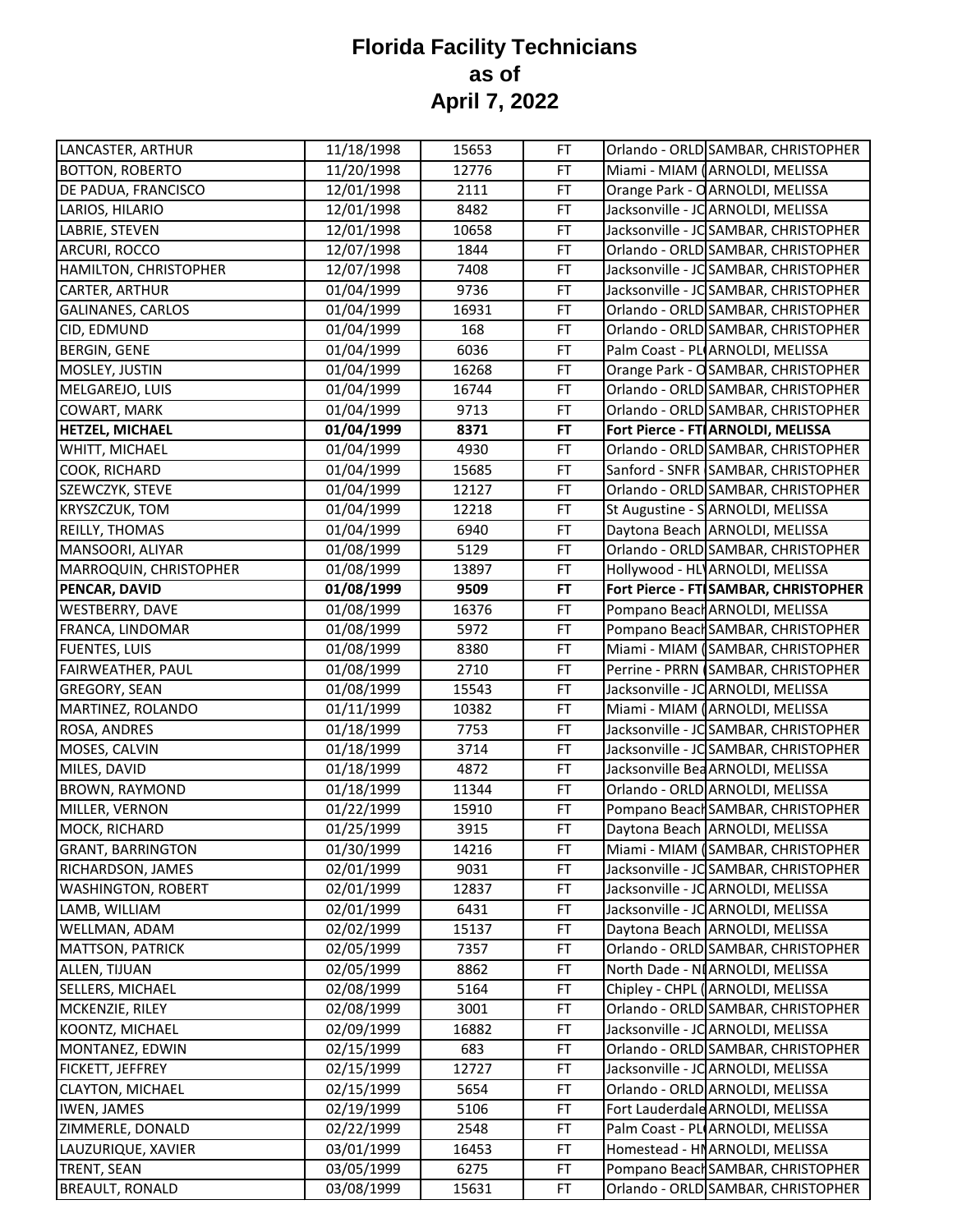# Florida Facility Technicians as of April 7, 2022

| | | | | | |
|---|---|---|---|---|---|
| LANCASTER, ARTHUR | 11/18/1998 | 15653 | FT | Orlando - ORLD | SAMBAR, CHRISTOPHER |
| BOTTON, ROBERTO | 11/20/1998 | 12776 | FT | Miami - MIAM ( | ARNOLDI, MELISSA |
| DE PADUA, FRANCISCO | 12/01/1998 | 2111 | FT | Orange Park - O | ARNOLDI, MELISSA |
| LARIOS, HILARIO | 12/01/1998 | 8482 | FT | Jacksonville - JC | ARNOLDI, MELISSA |
| LABRIE, STEVEN | 12/01/1998 | 10658 | FT | Jacksonville - JC | SAMBAR, CHRISTOPHER |
| ARCURI, ROCCO | 12/07/1998 | 1844 | FT | Orlando - ORLD | SAMBAR, CHRISTOPHER |
| HAMILTON, CHRISTOPHER | 12/07/1998 | 7408 | FT | Jacksonville - JC | SAMBAR, CHRISTOPHER |
| CARTER, ARTHUR | 01/04/1999 | 9736 | FT | Jacksonville - JC | SAMBAR, CHRISTOPHER |
| GALINANES, CARLOS | 01/04/1999 | 16931 | FT | Orlando - ORLD | SAMBAR, CHRISTOPHER |
| CID, EDMUND | 01/04/1999 | 168 | FT | Orlando - ORLD | SAMBAR, CHRISTOPHER |
| BERGIN, GENE | 01/04/1999 | 6036 | FT | Palm Coast - PL | ARNOLDI, MELISSA |
| MOSLEY, JUSTIN | 01/04/1999 | 16268 | FT | Orange Park - O | SAMBAR, CHRISTOPHER |
| MELGAREJO, LUIS | 01/04/1999 | 16744 | FT | Orlando - ORLD | SAMBAR, CHRISTOPHER |
| COWART, MARK | 01/04/1999 | 9713 | FT | Orlando - ORLD | SAMBAR, CHRISTOPHER |
| **HETZEL, MICHAEL** | **01/04/1999** | **8371** | **FT** | **Fort Pierce - FT** | **ARNOLDI, MELISSA** |
| WHITT, MICHAEL | 01/04/1999 | 4930 | FT | Orlando - ORLD | SAMBAR, CHRISTOPHER |
| COOK, RICHARD | 01/04/1999 | 15685 | FT | Sanford - SNFR | SAMBAR, CHRISTOPHER |
| SZEWCZYK, STEVE | 01/04/1999 | 12127 | FT | Orlando - ORLD | SAMBAR, CHRISTOPHER |
| KRYSZCZUK, TOM | 01/04/1999 | 12218 | FT | St Augustine - S | ARNOLDI, MELISSA |
| REILLY, THOMAS | 01/04/1999 | 6940 | FT | Daytona Beach | ARNOLDI, MELISSA |
| MANSOORI, ALIYAR | 01/08/1999 | 5129 | FT | Orlando - ORLD | SAMBAR, CHRISTOPHER |
| MARROQUIN, CHRISTOPHER | 01/08/1999 | 13897 | FT | Hollywood - HL | ARNOLDI, MELISSA |
| **PENCAR, DAVID** | **01/08/1999** | **9509** | **FT** | **Fort Pierce - FT** | **SAMBAR, CHRISTOPHER** |
| WESTBERRY, DAVE | 01/08/1999 | 16376 | FT | Pompano Beach | ARNOLDI, MELISSA |
| FRANCA, LINDOMAR | 01/08/1999 | 5972 | FT | Pompano Beach | SAMBAR, CHRISTOPHER |
| FUENTES, LUIS | 01/08/1999 | 8380 | FT | Miami - MIAM ( | SAMBAR, CHRISTOPHER |
| FAIRWEATHER, PAUL | 01/08/1999 | 2710 | FT | Perrine - PRRN | SAMBAR, CHRISTOPHER |
| GREGORY, SEAN | 01/08/1999 | 15543 | FT | Jacksonville - JC | ARNOLDI, MELISSA |
| MARTINEZ, ROLANDO | 01/11/1999 | 10382 | FT | Miami - MIAM ( | ARNOLDI, MELISSA |
| ROSA, ANDRES | 01/18/1999 | 7753 | FT | Jacksonville - JC | SAMBAR, CHRISTOPHER |
| MOSES, CALVIN | 01/18/1999 | 3714 | FT | Jacksonville - JC | SAMBAR, CHRISTOPHER |
| MILES, DAVID | 01/18/1999 | 4872 | FT | Jacksonville Bea | ARNOLDI, MELISSA |
| BROWN, RAYMOND | 01/18/1999 | 11344 | FT | Orlando - ORLD | ARNOLDI, MELISSA |
| MILLER, VERNON | 01/22/1999 | 15910 | FT | Pompano Beach | SAMBAR, CHRISTOPHER |
| MOCK, RICHARD | 01/25/1999 | 3915 | FT | Daytona Beach | ARNOLDI, MELISSA |
| GRANT, BARRINGTON | 01/30/1999 | 14216 | FT | Miami - MIAM ( | SAMBAR, CHRISTOPHER |
| RICHARDSON, JAMES | 02/01/1999 | 9031 | FT | Jacksonville - JC | SAMBAR, CHRISTOPHER |
| WASHINGTON, ROBERT | 02/01/1999 | 12837 | FT | Jacksonville - JC | ARNOLDI, MELISSA |
| LAMB, WILLIAM | 02/01/1999 | 6431 | FT | Jacksonville - JC | ARNOLDI, MELISSA |
| WELLMAN, ADAM | 02/02/1999 | 15137 | FT | Daytona Beach | ARNOLDI, MELISSA |
| MATTSON, PATRICK | 02/05/1999 | 7357 | FT | Orlando - ORLD | SAMBAR, CHRISTOPHER |
| ALLEN, TIJUAN | 02/05/1999 | 8862 | FT | North Dade - NI | ARNOLDI, MELISSA |
| SELLERS, MICHAEL | 02/08/1999 | 5164 | FT | Chipley - CHPL ( | ARNOLDI, MELISSA |
| MCKENZIE, RILEY | 02/08/1999 | 3001 | FT | Orlando - ORLD | SAMBAR, CHRISTOPHER |
| KOONTZ, MICHAEL | 02/09/1999 | 16882 | FT | Jacksonville - JC | ARNOLDI, MELISSA |
| MONTANEZ, EDWIN | 02/15/1999 | 683 | FT | Orlando - ORLD | SAMBAR, CHRISTOPHER |
| FICKETT, JEFFREY | 02/15/1999 | 12727 | FT | Jacksonville - JC | ARNOLDI, MELISSA |
| CLAYTON, MICHAEL | 02/15/1999 | 5654 | FT | Orlando - ORLD | ARNOLDI, MELISSA |
| IWEN, JAMES | 02/19/1999 | 5106 | FT | Fort Lauderdale | ARNOLDI, MELISSA |
| ZIMMERLE, DONALD | 02/22/1999 | 2548 | FT | Palm Coast - PL | ARNOLDI, MELISSA |
| LAUZURIQUE, XAVIER | 03/01/1999 | 16453 | FT | Homestead - HN | ARNOLDI, MELISSA |
| TRENT, SEAN | 03/05/1999 | 6275 | FT | Pompano Beach | SAMBAR, CHRISTOPHER |
| BREAULT, RONALD | 03/08/1999 | 15631 | FT | Orlando - ORLD | SAMBAR, CHRISTOPHER |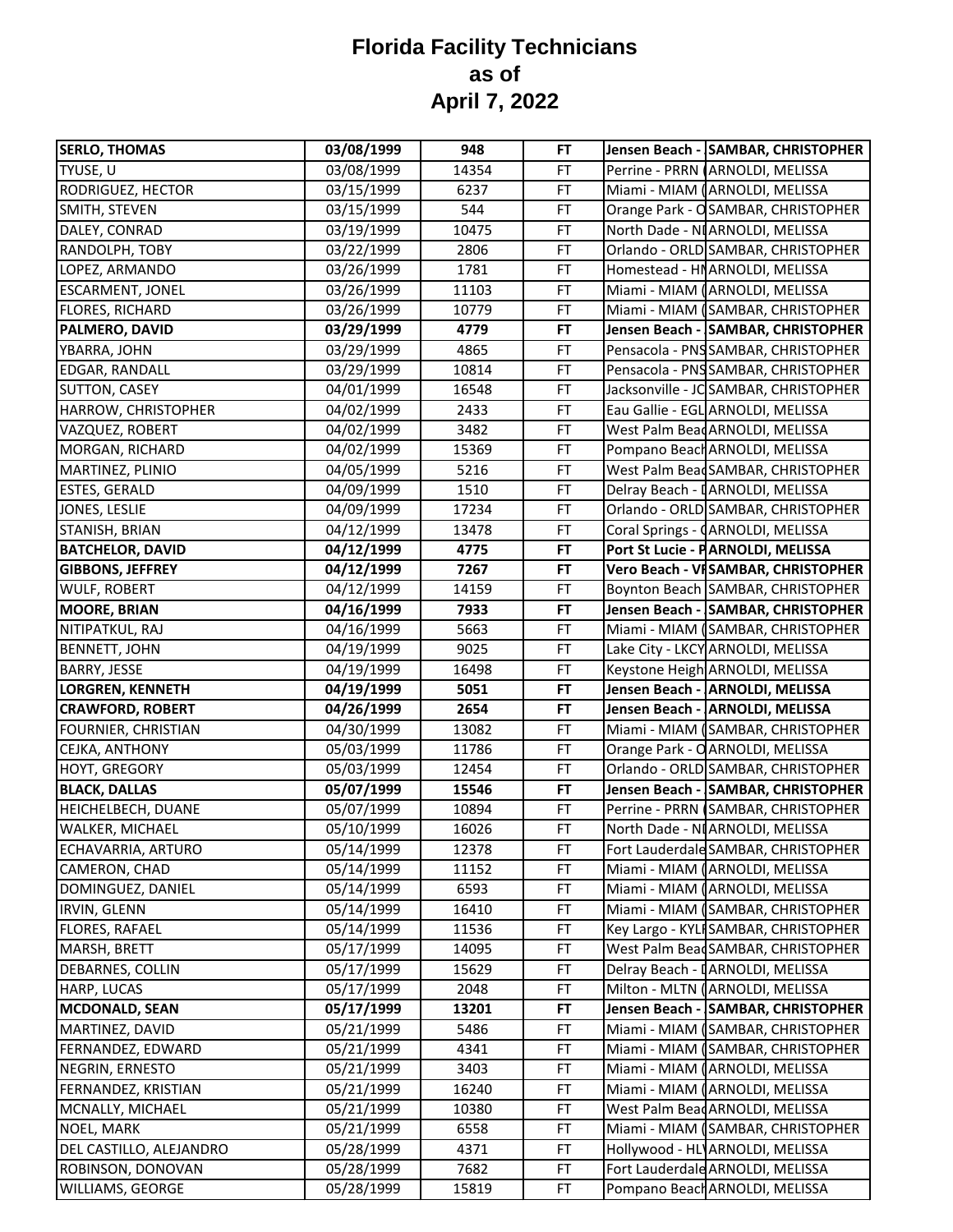# Florida Facility Technicians
## as of
## April 7, 2022

| | | | | | |
|---|---|---|---|---|---|
| **SERLO, THOMAS** | **03/08/1999** | **948** | **FT** | **Jensen Beach -** | **SAMBAR, CHRISTOPHER** |
| TYUSE, U | 03/08/1999 | 14354 | FT | Perrine - PRRN ( | ARNOLDI, MELISSA |
| RODRIGUEZ, HECTOR | 03/15/1999 | 6237 | FT | Miami - MIAM ( | ARNOLDI, MELISSA |
| SMITH, STEVEN | 03/15/1999 | 544 | FT | Orange Park - O | SAMBAR, CHRISTOPHER |
| DALEY, CONRAD | 03/19/1999 | 10475 | FT | North Dade - N | ARNOLDI, MELISSA |
| RANDOLPH, TOBY | 03/22/1999 | 2806 | FT | Orlando - ORLD | SAMBAR, CHRISTOPHER |
| LOPEZ, ARMANDO | 03/26/1999 | 1781 | FT | Homestead - HM | ARNOLDI, MELISSA |
| ESCARMENT, JONEL | 03/26/1999 | 11103 | FT | Miami - MIAM ( | ARNOLDI, MELISSA |
| FLORES, RICHARD | 03/26/1999 | 10779 | FT | Miami - MIAM ( | SAMBAR, CHRISTOPHER |
| **PALMERO, DAVID** | **03/29/1999** | **4779** | **FT** | **Jensen Beach -** | **SAMBAR, CHRISTOPHER** |
| YBARRA, JOHN | 03/29/1999 | 4865 | FT | Pensacola - PNS | SAMBAR, CHRISTOPHER |
| EDGAR, RANDALL | 03/29/1999 | 10814 | FT | Pensacola - PNS | SAMBAR, CHRISTOPHER |
| SUTTON, CASEY | 04/01/1999 | 16548 | FT | Jacksonville - JC | SAMBAR, CHRISTOPHER |
| HARROW, CHRISTOPHER | 04/02/1999 | 2433 | FT | Eau Gallie - EGL | ARNOLDI, MELISSA |
| VAZQUEZ, ROBERT | 04/02/1999 | 3482 | FT | West Palm Beac | ARNOLDI, MELISSA |
| MORGAN, RICHARD | 04/02/1999 | 15369 | FT | Pompano Beach | ARNOLDI, MELISSA |
| MARTINEZ, PLINIO | 04/05/1999 | 5216 | FT | West Palm Beac | SAMBAR, CHRISTOPHER |
| ESTES, GERALD | 04/09/1999 | 1510 | FT | Delray Beach - D | ARNOLDI, MELISSA |
| JONES, LESLIE | 04/09/1999 | 17234 | FT | Orlando - ORLD | SAMBAR, CHRISTOPHER |
| STANISH, BRIAN | 04/12/1999 | 13478 | FT | Coral Springs - ( | ARNOLDI, MELISSA |
| **BATCHELOR, DAVID** | **04/12/1999** | **4775** | **FT** | **Port St Lucie - P** | **ARNOLDI, MELISSA** |
| **GIBBONS, JEFFREY** | **04/12/1999** | **7267** | **FT** | **Vero Beach - VE** | **SAMBAR, CHRISTOPHER** |
| WULF, ROBERT | 04/12/1999 | 14159 | FT | Boynton Beach | SAMBAR, CHRISTOPHER |
| **MOORE, BRIAN** | **04/16/1999** | **7933** | **FT** | **Jensen Beach -** | **SAMBAR, CHRISTOPHER** |
| NITIPATKUL, RAJ | 04/16/1999 | 5663 | FT | Miami - MIAM ( | SAMBAR, CHRISTOPHER |
| BENNETT, JOHN | 04/19/1999 | 9025 | FT | Lake City - LKCY | ARNOLDI, MELISSA |
| BARRY, JESSE | 04/19/1999 | 16498 | FT | Keystone Heigh | ARNOLDI, MELISSA |
| **LORGREN, KENNETH** | **04/19/1999** | **5051** | **FT** | **Jensen Beach -** | **ARNOLDI, MELISSA** |
| **CRAWFORD, ROBERT** | **04/26/1999** | **2654** | **FT** | **Jensen Beach -** | **ARNOLDI, MELISSA** |
| FOURNIER, CHRISTIAN | 04/30/1999 | 13082 | FT | Miami - MIAM ( | SAMBAR, CHRISTOPHER |
| CEJKA, ANTHONY | 05/03/1999 | 11786 | FT | Orange Park - O | ARNOLDI, MELISSA |
| HOYT, GREGORY | 05/03/1999 | 12454 | FT | Orlando - ORLD | SAMBAR, CHRISTOPHER |
| **BLACK, DALLAS** | **05/07/1999** | **15546** | **FT** | **Jensen Beach -** | **SAMBAR, CHRISTOPHER** |
| HEICHELBECH, DUANE | 05/07/1999 | 10894 | FT | Perrine - PRRN ( | SAMBAR, CHRISTOPHER |
| WALKER, MICHAEL | 05/10/1999 | 16026 | FT | North Dade - N | ARNOLDI, MELISSA |
| ECHAVARRIA, ARTURO | 05/14/1999 | 12378 | FT | Fort Lauderdale | SAMBAR, CHRISTOPHER |
| CAMERON, CHAD | 05/14/1999 | 11152 | FT | Miami - MIAM ( | ARNOLDI, MELISSA |
| DOMINGUEZ, DANIEL | 05/14/1999 | 6593 | FT | Miami - MIAM ( | ARNOLDI, MELISSA |
| IRVIN, GLENN | 05/14/1999 | 16410 | FT | Miami - MIAM ( | SAMBAR, CHRISTOPHER |
| FLORES, RAFAEL | 05/14/1999 | 11536 | FT | Key Largo - KYLI | SAMBAR, CHRISTOPHER |
| MARSH, BRETT | 05/17/1999 | 14095 | FT | West Palm Beac | SAMBAR, CHRISTOPHER |
| DEBARNES, COLLIN | 05/17/1999 | 15629 | FT | Delray Beach - D | ARNOLDI, MELISSA |
| HARP, LUCAS | 05/17/1999 | 2048 | FT | Milton - MLTN ( | ARNOLDI, MELISSA |
| **MCDONALD, SEAN** | **05/17/1999** | **13201** | **FT** | **Jensen Beach -** | **SAMBAR, CHRISTOPHER** |
| MARTINEZ, DAVID | 05/21/1999 | 5486 | FT | Miami - MIAM ( | SAMBAR, CHRISTOPHER |
| FERNANDEZ, EDWARD | 05/21/1999 | 4341 | FT | Miami - MIAM ( | SAMBAR, CHRISTOPHER |
| NEGRIN, ERNESTO | 05/21/1999 | 3403 | FT | Miami - MIAM ( | ARNOLDI, MELISSA |
| FERNANDEZ, KRISTIAN | 05/21/1999 | 16240 | FT | Miami - MIAM ( | ARNOLDI, MELISSA |
| MCNALLY, MICHAEL | 05/21/1999 | 10380 | FT | West Palm Beac | ARNOLDI, MELISSA |
| NOEL, MARK | 05/21/1999 | 6558 | FT | Miami - MIAM ( | SAMBAR, CHRISTOPHER |
| DEL CASTILLO, ALEJANDRO | 05/28/1999 | 4371 | FT | Hollywood - HLV | ARNOLDI, MELISSA |
| ROBINSON, DONOVAN | 05/28/1999 | 7682 | FT | Fort Lauderdale | ARNOLDI, MELISSA |
| WILLIAMS, GEORGE | 05/28/1999 | 15819 | FT | Pompano Beach | ARNOLDI, MELISSA |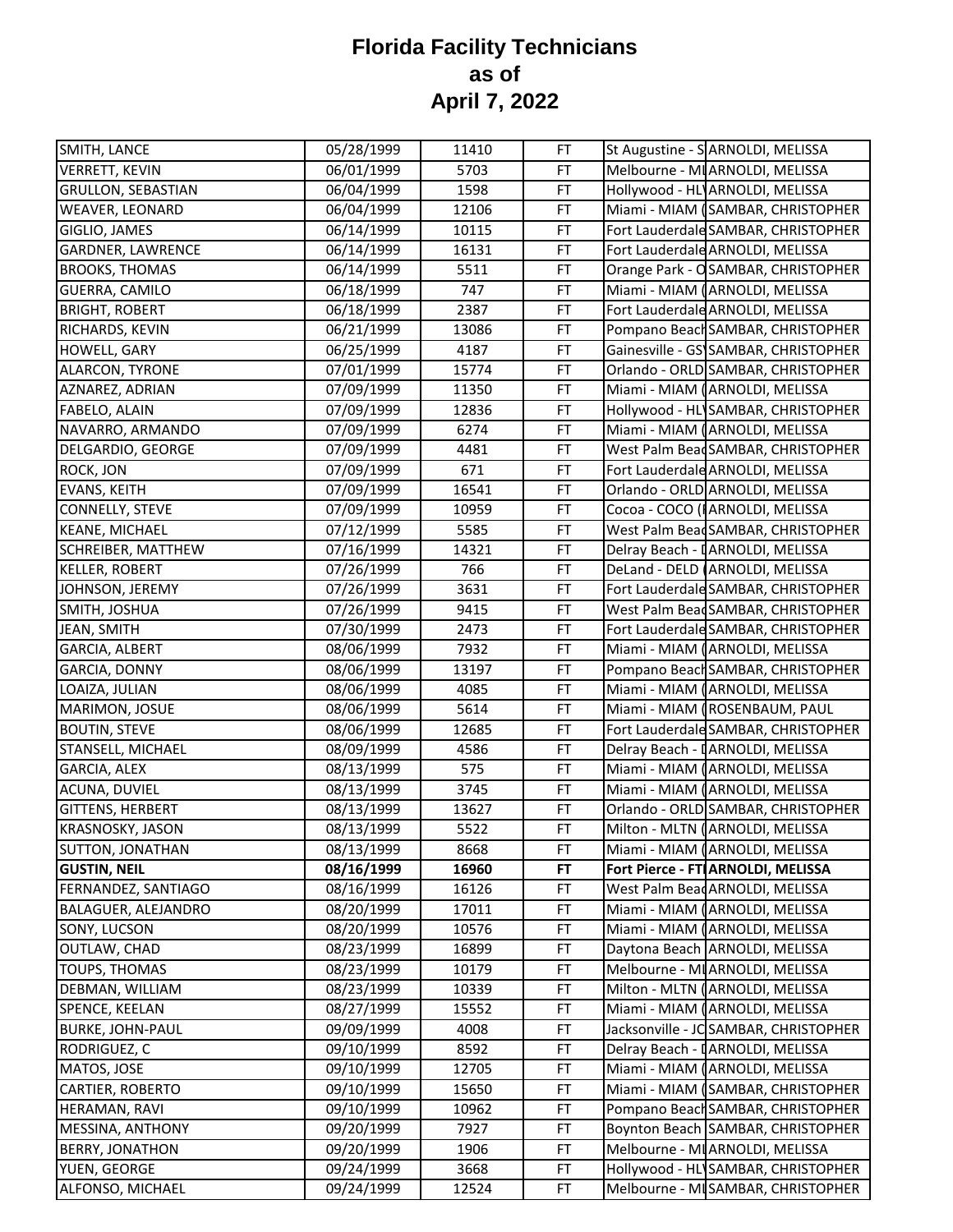# Florida Facility Technicians as of April 7, 2022

| | | | | | |
|---|---|---|---|---|---|
| SMITH, LANCE | 05/28/1999 | 11410 | FT | St Augustine - S | ARNOLDI, MELISSA |
| VERRETT, KEVIN | 06/01/1999 | 5703 | FT | Melbourne - MI | ARNOLDI, MELISSA |
| GRULLON, SEBASTIAN | 06/04/1999 | 1598 | FT | Hollywood - HL | ARNOLDI, MELISSA |
| WEAVER, LEONARD | 06/04/1999 | 12106 | FT | Miami - MIAM ( | SAMBAR, CHRISTOPHER |
| GIGLIO, JAMES | 06/14/1999 | 10115 | FT | Fort Lauderdale | SAMBAR, CHRISTOPHER |
| GARDNER, LAWRENCE | 06/14/1999 | 16131 | FT | Fort Lauderdale | ARNOLDI, MELISSA |
| BROOKS, THOMAS | 06/14/1999 | 5511 | FT | Orange Park - O | SAMBAR, CHRISTOPHER |
| GUERRA, CAMILO | 06/18/1999 | 747 | FT | Miami - MIAM ( | ARNOLDI, MELISSA |
| BRIGHT, ROBERT | 06/18/1999 | 2387 | FT | Fort Lauderdale | ARNOLDI, MELISSA |
| RICHARDS, KEVIN | 06/21/1999 | 13086 | FT | Pompano Beach | SAMBAR, CHRISTOPHER |
| HOWELL, GARY | 06/25/1999 | 4187 | FT | Gainesville - GS | SAMBAR, CHRISTOPHER |
| ALARCON, TYRONE | 07/01/1999 | 15774 | FT | Orlando - ORLD | SAMBAR, CHRISTOPHER |
| AZNAREZ, ADRIAN | 07/09/1999 | 11350 | FT | Miami - MIAM ( | ARNOLDI, MELISSA |
| FABELO, ALAIN | 07/09/1999 | 12836 | FT | Hollywood - HL | SAMBAR, CHRISTOPHER |
| NAVARRO, ARMANDO | 07/09/1999 | 6274 | FT | Miami - MIAM ( | ARNOLDI, MELISSA |
| DELGARDIO, GEORGE | 07/09/1999 | 4481 | FT | West Palm Bea | SAMBAR, CHRISTOPHER |
| ROCK, JON | 07/09/1999 | 671 | FT | Fort Lauderdale | ARNOLDI, MELISSA |
| EVANS, KEITH | 07/09/1999 | 16541 | FT | Orlando - ORLD | ARNOLDI, MELISSA |
| CONNELLY, STEVE | 07/09/1999 | 10959 | FT | Cocoa - COCO ( | ARNOLDI, MELISSA |
| KEANE, MICHAEL | 07/12/1999 | 5585 | FT | West Palm Bea | SAMBAR, CHRISTOPHER |
| SCHREIBER, MATTHEW | 07/16/1999 | 14321 | FT | Delray Beach - | ARNOLDI, MELISSA |
| KELLER, ROBERT | 07/26/1999 | 766 | FT | DeLand - DELD | ARNOLDI, MELISSA |
| JOHNSON, JEREMY | 07/26/1999 | 3631 | FT | Fort Lauderdale | SAMBAR, CHRISTOPHER |
| SMITH, JOSHUA | 07/26/1999 | 9415 | FT | West Palm Bea | SAMBAR, CHRISTOPHER |
| JEAN, SMITH | 07/30/1999 | 2473 | FT | Fort Lauderdale | SAMBAR, CHRISTOPHER |
| GARCIA, ALBERT | 08/06/1999 | 7932 | FT | Miami - MIAM ( | ARNOLDI, MELISSA |
| GARCIA, DONNY | 08/06/1999 | 13197 | FT | Pompano Beach | SAMBAR, CHRISTOPHER |
| LOAIZA, JULIAN | 08/06/1999 | 4085 | FT | Miami - MIAM ( | ARNOLDI, MELISSA |
| MARIMON, JOSUE | 08/06/1999 | 5614 | FT | Miami - MIAM ( | ROSENBAUM, PAUL |
| BOUTIN, STEVE | 08/06/1999 | 12685 | FT | Fort Lauderdale | SAMBAR, CHRISTOPHER |
| STANSELL, MICHAEL | 08/09/1999 | 4586 | FT | Delray Beach - | ARNOLDI, MELISSA |
| GARCIA, ALEX | 08/13/1999 | 575 | FT | Miami - MIAM ( | ARNOLDI, MELISSA |
| ACUNA, DUVIEL | 08/13/1999 | 3745 | FT | Miami - MIAM ( | ARNOLDI, MELISSA |
| GITTENS, HERBERT | 08/13/1999 | 13627 | FT | Orlando - ORLD | SAMBAR, CHRISTOPHER |
| KRASNOSKY, JASON | 08/13/1999 | 5522 | FT | Milton - MLTN ( | ARNOLDI, MELISSA |
| SUTTON, JONATHAN | 08/13/1999 | 8668 | FT | Miami - MIAM ( | ARNOLDI, MELISSA |
| **GUSTIN, NEIL** | **08/16/1999** | **16960** | **FT** | **Fort Pierce - FT** | **ARNOLDI, MELISSA** |
| FERNANDEZ, SANTIAGO | 08/16/1999 | 16126 | FT | West Palm Bea | ARNOLDI, MELISSA |
| BALAGUER, ALEJANDRO | 08/20/1999 | 17011 | FT | Miami - MIAM ( | ARNOLDI, MELISSA |
| SONY, LUCSON | 08/20/1999 | 10576 | FT | Miami - MIAM ( | ARNOLDI, MELISSA |
| OUTLAW, CHAD | 08/23/1999 | 16899 | FT | Daytona Beach | ARNOLDI, MELISSA |
| TOUPS, THOMAS | 08/23/1999 | 10179 | FT | Melbourne - MI | ARNOLDI, MELISSA |
| DEBMAN, WILLIAM | 08/23/1999 | 10339 | FT | Milton - MLTN ( | ARNOLDI, MELISSA |
| SPENCE, KEELAN | 08/27/1999 | 15552 | FT | Miami - MIAM ( | ARNOLDI, MELISSA |
| BURKE, JOHN-PAUL | 09/09/1999 | 4008 | FT | Jacksonville - JC | SAMBAR, CHRISTOPHER |
| RODRIGUEZ, C | 09/10/1999 | 8592 | FT | Delray Beach - | ARNOLDI, MELISSA |
| MATOS, JOSE | 09/10/1999 | 12705 | FT | Miami - MIAM ( | ARNOLDI, MELISSA |
| CARTIER, ROBERTO | 09/10/1999 | 15650 | FT | Miami - MIAM ( | SAMBAR, CHRISTOPHER |
| HERAMAN, RAVI | 09/10/1999 | 10962 | FT | Pompano Beach | SAMBAR, CHRISTOPHER |
| MESSINA, ANTHONY | 09/20/1999 | 7927 | FT | Boynton Beach | SAMBAR, CHRISTOPHER |
| BERRY, JONATHON | 09/20/1999 | 1906 | FT | Melbourne - MI | ARNOLDI, MELISSA |
| YUEN, GEORGE | 09/24/1999 | 3668 | FT | Hollywood - HL | SAMBAR, CHRISTOPHER |
| ALFONSO, MICHAEL | 09/24/1999 | 12524 | FT | Melbourne - MI | SAMBAR, CHRISTOPHER |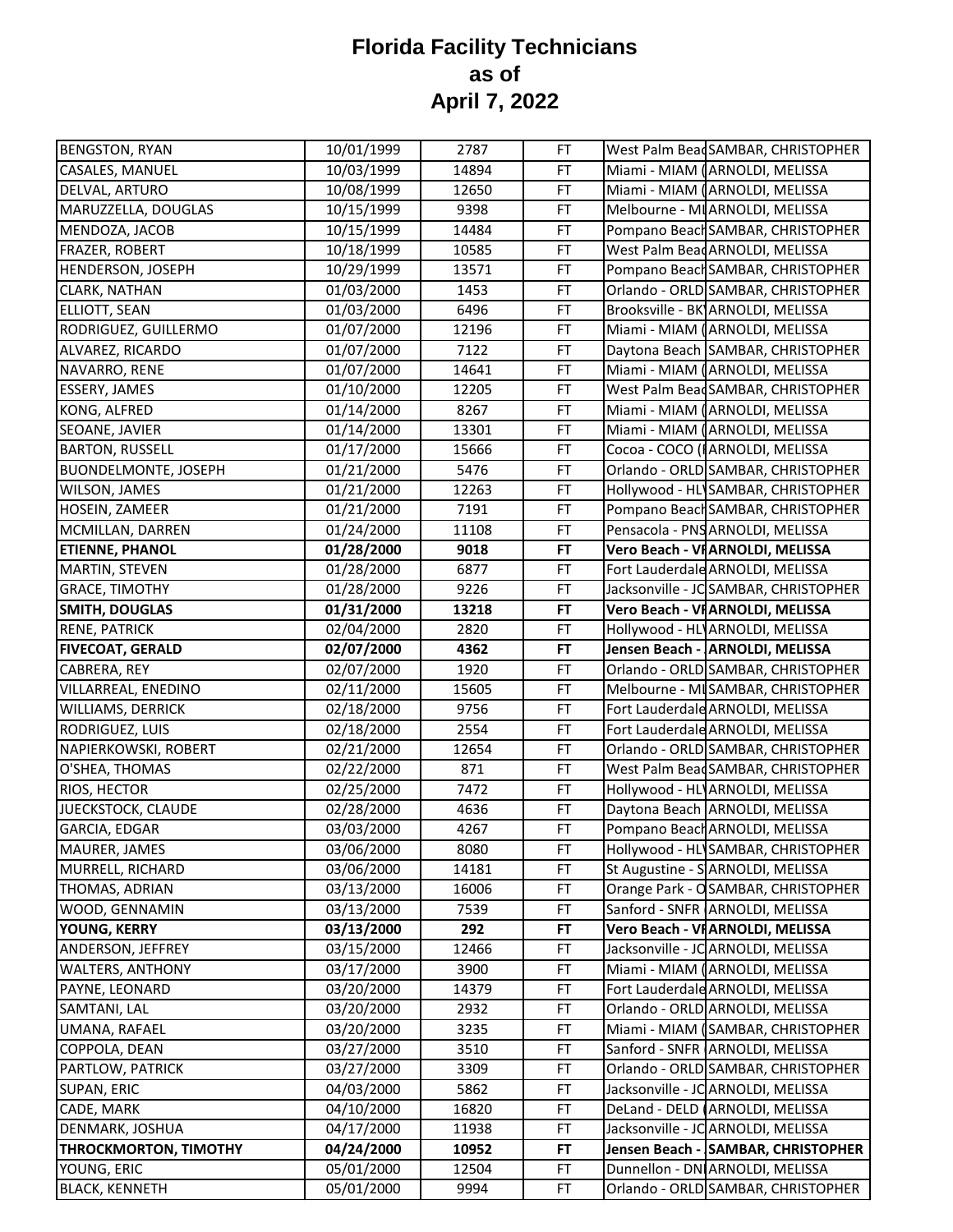# Florida Facility Technicians as of April 7, 2022

| | | | | | |
|---|---|---|---|---|---|
| BENGSTON, RYAN | 10/01/1999 | 2787 | FT | West Palm Beac | SAMBAR, CHRISTOPHER |
| CASALES, MANUEL | 10/03/1999 | 14894 | FT | Miami - MIAM ( | ARNOLDI, MELISSA |
| DELVAL, ARTURO | 10/08/1999 | 12650 | FT | Miami - MIAM ( | ARNOLDI, MELISSA |
| MARUZZELLA, DOUGLAS | 10/15/1999 | 9398 | FT | Melbourne - MI | ARNOLDI, MELISSA |
| MENDOZA, JACOB | 10/15/1999 | 14484 | FT | Pompano Beach | SAMBAR, CHRISTOPHER |
| FRAZER, ROBERT | 10/18/1999 | 10585 | FT | West Palm Beac | ARNOLDI, MELISSA |
| HENDERSON, JOSEPH | 10/29/1999 | 13571 | FT | Pompano Beach | SAMBAR, CHRISTOPHER |
| CLARK, NATHAN | 01/03/2000 | 1453 | FT | Orlando - ORLD | SAMBAR, CHRISTOPHER |
| ELLIOTT, SEAN | 01/03/2000 | 6496 | FT | Brooksville - BK | ARNOLDI, MELISSA |
| RODRIGUEZ, GUILLERMO | 01/07/2000 | 12196 | FT | Miami - MIAM ( | ARNOLDI, MELISSA |
| ALVAREZ, RICARDO | 01/07/2000 | 7122 | FT | Daytona Beach | SAMBAR, CHRISTOPHER |
| NAVARRO, RENE | 01/07/2000 | 14641 | FT | Miami - MIAM ( | ARNOLDI, MELISSA |
| ESSERY, JAMES | 01/10/2000 | 12205 | FT | West Palm Beac | SAMBAR, CHRISTOPHER |
| KONG, ALFRED | 01/14/2000 | 8267 | FT | Miami - MIAM ( | ARNOLDI, MELISSA |
| SEOANE, JAVIER | 01/14/2000 | 13301 | FT | Miami - MIAM ( | ARNOLDI, MELISSA |
| BARTON, RUSSELL | 01/17/2000 | 15666 | FT | Cocoa - COCO ( | ARNOLDI, MELISSA |
| BUONDELMONTE, JOSEPH | 01/21/2000 | 5476 | FT | Orlando - ORLD | SAMBAR, CHRISTOPHER |
| WILSON, JAMES | 01/21/2000 | 12263 | FT | Hollywood - HL | SAMBAR, CHRISTOPHER |
| HOSEIN, ZAMEER | 01/21/2000 | 7191 | FT | Pompano Beach | SAMBAR, CHRISTOPHER |
| MCMILLAN, DARREN | 01/24/2000 | 11108 | FT | Pensacola - PNS | ARNOLDI, MELISSA |
| **ETIENNE, PHANOL** | **01/28/2000** | **9018** | **FT** | **Vero Beach - VI** | **ARNOLDI, MELISSA** |
| MARTIN, STEVEN | 01/28/2000 | 6877 | FT | Fort Lauderdale | ARNOLDI, MELISSA |
| GRACE, TIMOTHY | 01/28/2000 | 9226 | FT | Jacksonville - JC | SAMBAR, CHRISTOPHER |
| **SMITH, DOUGLAS** | **01/31/2000** | **13218** | **FT** | **Vero Beach - VI** | **ARNOLDI, MELISSA** |
| RENE, PATRICK | 02/04/2000 | 2820 | FT | Hollywood - HL | ARNOLDI, MELISSA |
| **FIVECOAT, GERALD** | **02/07/2000** | **4362** | **FT** | **Jensen Beach -** | **ARNOLDI, MELISSA** |
| CABRERA, REY | 02/07/2000 | 1920 | FT | Orlando - ORLD | SAMBAR, CHRISTOPHER |
| VILLARREAL, ENEDINO | 02/11/2000 | 15605 | FT | Melbourne - MI | SAMBAR, CHRISTOPHER |
| WILLIAMS, DERRICK | 02/18/2000 | 9756 | FT | Fort Lauderdale | ARNOLDI, MELISSA |
| RODRIGUEZ, LUIS | 02/18/2000 | 2554 | FT | Fort Lauderdale | ARNOLDI, MELISSA |
| NAPIERKOWSKI, ROBERT | 02/21/2000 | 12654 | FT | Orlando - ORLD | SAMBAR, CHRISTOPHER |
| O'SHEA, THOMAS | 02/22/2000 | 871 | FT | West Palm Beac | SAMBAR, CHRISTOPHER |
| RIOS, HECTOR | 02/25/2000 | 7472 | FT | Hollywood - HL | ARNOLDI, MELISSA |
| JUECKSTOCK, CLAUDE | 02/28/2000 | 4636 | FT | Daytona Beach | ARNOLDI, MELISSA |
| GARCIA, EDGAR | 03/03/2000 | 4267 | FT | Pompano Beach | ARNOLDI, MELISSA |
| MAURER, JAMES | 03/06/2000 | 8080 | FT | Hollywood - HL | SAMBAR, CHRISTOPHER |
| MURRELL, RICHARD | 03/06/2000 | 14181 | FT | St Augustine - S | ARNOLDI, MELISSA |
| THOMAS, ADRIAN | 03/13/2000 | 16006 | FT | Orange Park - O | SAMBAR, CHRISTOPHER |
| WOOD, GENNAMIN | 03/13/2000 | 7539 | FT | Sanford - SNFR | ARNOLDI, MELISSA |
| **YOUNG, KERRY** | **03/13/2000** | **292** | **FT** | **Vero Beach - VI** | **ARNOLDI, MELISSA** |
| ANDERSON, JEFFREY | 03/15/2000 | 12466 | FT | Jacksonville - JC | ARNOLDI, MELISSA |
| WALTERS, ANTHONY | 03/17/2000 | 3900 | FT | Miami - MIAM ( | ARNOLDI, MELISSA |
| PAYNE, LEONARD | 03/20/2000 | 14379 | FT | Fort Lauderdale | ARNOLDI, MELISSA |
| SAMTANI, LAL | 03/20/2000 | 2932 | FT | Orlando - ORLD | ARNOLDI, MELISSA |
| UMANA, RAFAEL | 03/20/2000 | 3235 | FT | Miami - MIAM ( | SAMBAR, CHRISTOPHER |
| COPPOLA, DEAN | 03/27/2000 | 3510 | FT | Sanford - SNFR | ARNOLDI, MELISSA |
| PARTLOW, PATRICK | 03/27/2000 | 3309 | FT | Orlando - ORLD | SAMBAR, CHRISTOPHER |
| SUPAN, ERIC | 04/03/2000 | 5862 | FT | Jacksonville - JC | ARNOLDI, MELISSA |
| CADE, MARK | 04/10/2000 | 16820 | FT | DeLand - DELD ( | ARNOLDI, MELISSA |
| DENMARK, JOSHUA | 04/17/2000 | 11938 | FT | Jacksonville - JC | ARNOLDI, MELISSA |
| **THROCKMORTON, TIMOTHY** | **04/24/2000** | **10952** | **FT** | **Jensen Beach -** | **SAMBAR, CHRISTOPHER** |
| YOUNG, ERIC | 05/01/2000 | 12504 | FT | Dunnellon - DN | ARNOLDI, MELISSA |
| BLACK, KENNETH | 05/01/2000 | 9994 | FT | Orlando - ORLD | SAMBAR, CHRISTOPHER |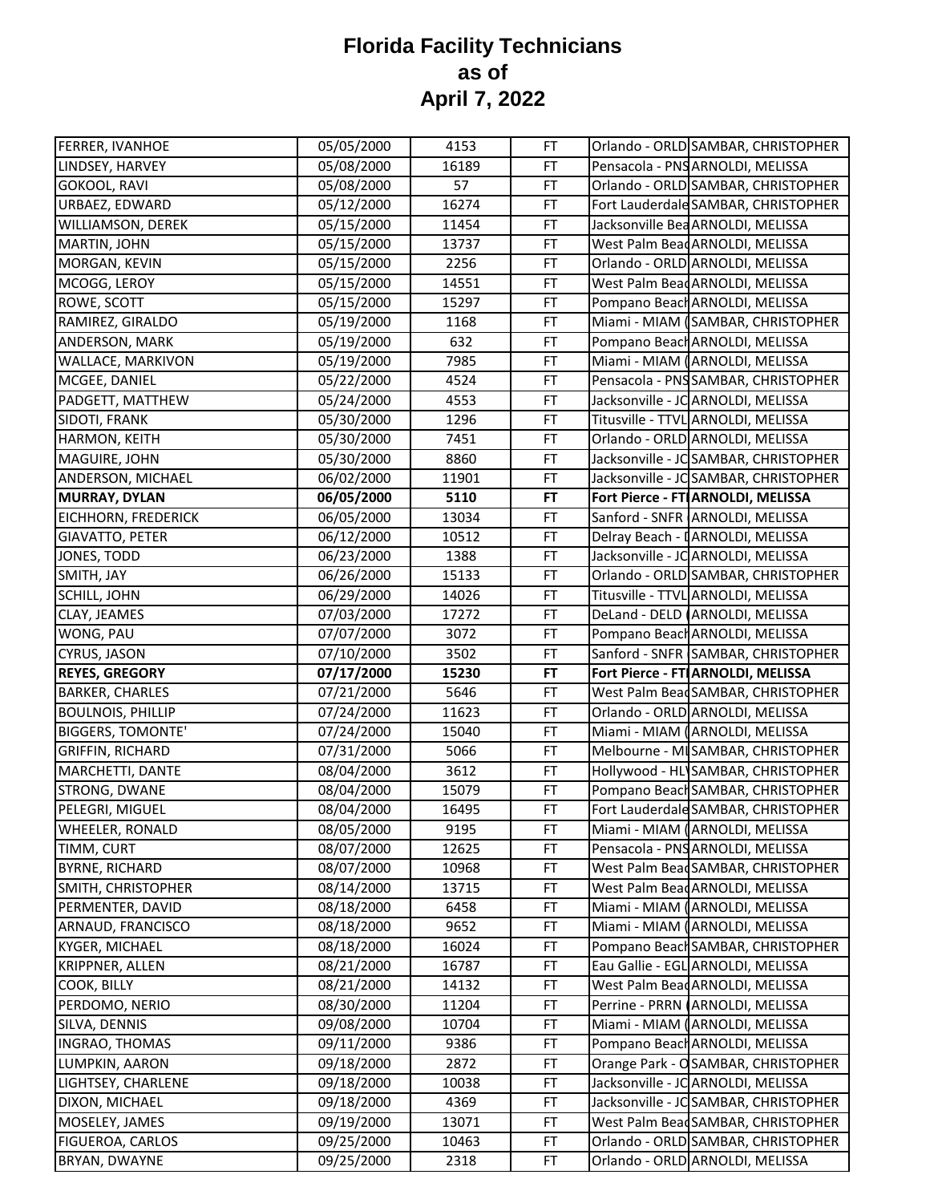# Florida Facility Technicians
## as of
## April 7, 2022

| | | | | | |
|---|---|---|---|---|---|
| FERRER, IVANHOE | 05/05/2000 | 4153 | FT | Orlando - ORLD | SAMBAR, CHRISTOPHER |
| LINDSEY, HARVEY | 05/08/2000 | 16189 | FT | Pensacola - PNS | ARNOLDI, MELISSA |
| GOKOOL, RAVI | 05/08/2000 | 57 | FT | Orlando - ORLD | SAMBAR, CHRISTOPHER |
| URBAEZ, EDWARD | 05/12/2000 | 16274 | FT | Fort Lauderdale | SAMBAR, CHRISTOPHER |
| WILLIAMSON, DEREK | 05/15/2000 | 11454 | FT | Jacksonville Bea | ARNOLDI, MELISSA |
| MARTIN, JOHN | 05/15/2000 | 13737 | FT | West Palm Beac | ARNOLDI, MELISSA |
| MORGAN, KEVIN | 05/15/2000 | 2256 | FT | Orlando - ORLD | ARNOLDI, MELISSA |
| MCOGG, LEROY | 05/15/2000 | 14551 | FT | West Palm Beac | ARNOLDI, MELISSA |
| ROWE, SCOTT | 05/15/2000 | 15297 | FT | Pompano Beach | ARNOLDI, MELISSA |
| RAMIREZ, GIRALDO | 05/19/2000 | 1168 | FT | Miami - MIAM ( | SAMBAR, CHRISTOPHER |
| ANDERSON, MARK | 05/19/2000 | 632 | FT | Pompano Beach | ARNOLDI, MELISSA |
| WALLACE, MARKIVON | 05/19/2000 | 7985 | FT | Miami - MIAM ( | ARNOLDI, MELISSA |
| MCGEE, DANIEL | 05/22/2000 | 4524 | FT | Pensacola - PNS | SAMBAR, CHRISTOPHER |
| PADGETT, MATTHEW | 05/24/2000 | 4553 | FT | Jacksonville - JC | ARNOLDI, MELISSA |
| SIDOTI, FRANK | 05/30/2000 | 1296 | FT | Titusville - TTVL | ARNOLDI, MELISSA |
| HARMON, KEITH | 05/30/2000 | 7451 | FT | Orlando - ORLD | ARNOLDI, MELISSA |
| MAGUIRE, JOHN | 05/30/2000 | 8860 | FT | Jacksonville - JC | SAMBAR, CHRISTOPHER |
| ANDERSON, MICHAEL | 06/02/2000 | 11901 | FT | Jacksonville - JC | SAMBAR, CHRISTOPHER |
| **MURRAY, DYLAN** | **06/05/2000** | **5110** | **FT** | **Fort Pierce - FTI** | **ARNOLDI, MELISSA** |
| EICHHORN, FREDERICK | 06/05/2000 | 13034 | FT | Sanford - SNFR | ARNOLDI, MELISSA |
| GIAVATTO, PETER | 06/12/2000 | 10512 | FT | Delray Beach - I | ARNOLDI, MELISSA |
| JONES, TODD | 06/23/2000 | 1388 | FT | Jacksonville - JC | ARNOLDI, MELISSA |
| SMITH, JAY | 06/26/2000 | 15133 | FT | Orlando - ORLD | SAMBAR, CHRISTOPHER |
| SCHILL, JOHN | 06/29/2000 | 14026 | FT | Titusville - TTVL | ARNOLDI, MELISSA |
| CLAY, JEAMES | 07/03/2000 | 17272 | FT | DeLand - DELD ( | ARNOLDI, MELISSA |
| WONG, PAU | 07/07/2000 | 3072 | FT | Pompano Beach | ARNOLDI, MELISSA |
| CYRUS, JASON | 07/10/2000 | 3502 | FT | Sanford - SNFR | SAMBAR, CHRISTOPHER |
| **REYES, GREGORY** | **07/17/2000** | **15230** | **FT** | **Fort Pierce - FTI** | **ARNOLDI, MELISSA** |
| BARKER, CHARLES | 07/21/2000 | 5646 | FT | West Palm Beac | SAMBAR, CHRISTOPHER |
| BOULNOIS, PHILLIP | 07/24/2000 | 11623 | FT | Orlando - ORLD | ARNOLDI, MELISSA |
| BIGGERS, TOMONTE' | 07/24/2000 | 15040 | FT | Miami - MIAM ( | ARNOLDI, MELISSA |
| GRIFFIN, RICHARD | 07/31/2000 | 5066 | FT | Melbourne - MI | SAMBAR, CHRISTOPHER |
| MARCHETTI, DANTE | 08/04/2000 | 3612 | FT | Hollywood - HL\ | SAMBAR, CHRISTOPHER |
| STRONG, DWANE | 08/04/2000 | 15079 | FT | Pompano Beach | SAMBAR, CHRISTOPHER |
| PELEGRI, MIGUEL | 08/04/2000 | 16495 | FT | Fort Lauderdale | SAMBAR, CHRISTOPHER |
| WHEELER, RONALD | 08/05/2000 | 9195 | FT | Miami - MIAM ( | ARNOLDI, MELISSA |
| TIMM, CURT | 08/07/2000 | 12625 | FT | Pensacola - PNS | ARNOLDI, MELISSA |
| BYRNE, RICHARD | 08/07/2000 | 10968 | FT | West Palm Beac | SAMBAR, CHRISTOPHER |
| SMITH, CHRISTOPHER | 08/14/2000 | 13715 | FT | West Palm Beac | ARNOLDI, MELISSA |
| PERMENTER, DAVID | 08/18/2000 | 6458 | FT | Miami - MIAM ( | ARNOLDI, MELISSA |
| ARNAUD, FRANCISCO | 08/18/2000 | 9652 | FT | Miami - MIAM ( | ARNOLDI, MELISSA |
| KYGER, MICHAEL | 08/18/2000 | 16024 | FT | Pompano Beach | SAMBAR, CHRISTOPHER |
| KRIPPNER, ALLEN | 08/21/2000 | 16787 | FT | Eau Gallie - EGL | ARNOLDI, MELISSA |
| COOK, BILLY | 08/21/2000 | 14132 | FT | West Palm Beac | ARNOLDI, MELISSA |
| PERDOMO, NERIO | 08/30/2000 | 11204 | FT | Perrine - PRRN ( | ARNOLDI, MELISSA |
| SILVA, DENNIS | 09/08/2000 | 10704 | FT | Miami - MIAM ( | ARNOLDI, MELISSA |
| INGRAO, THOMAS | 09/11/2000 | 9386 | FT | Pompano Beach | ARNOLDI, MELISSA |
| LUMPKIN, AARON | 09/18/2000 | 2872 | FT | Orange Park - O | SAMBAR, CHRISTOPHER |
| LIGHTSEY, CHARLENE | 09/18/2000 | 10038 | FT | Jacksonville - JC | ARNOLDI, MELISSA |
| DIXON, MICHAEL | 09/18/2000 | 4369 | FT | Jacksonville - JC | SAMBAR, CHRISTOPHER |
| MOSELEY, JAMES | 09/19/2000 | 13071 | FT | West Palm Beac | SAMBAR, CHRISTOPHER |
| FIGUEROA, CARLOS | 09/25/2000 | 10463 | FT | Orlando - ORLD | SAMBAR, CHRISTOPHER |
| BRYAN, DWAYNE | 09/25/2000 | 2318 | FT | Orlando - ORLD | ARNOLDI, MELISSA |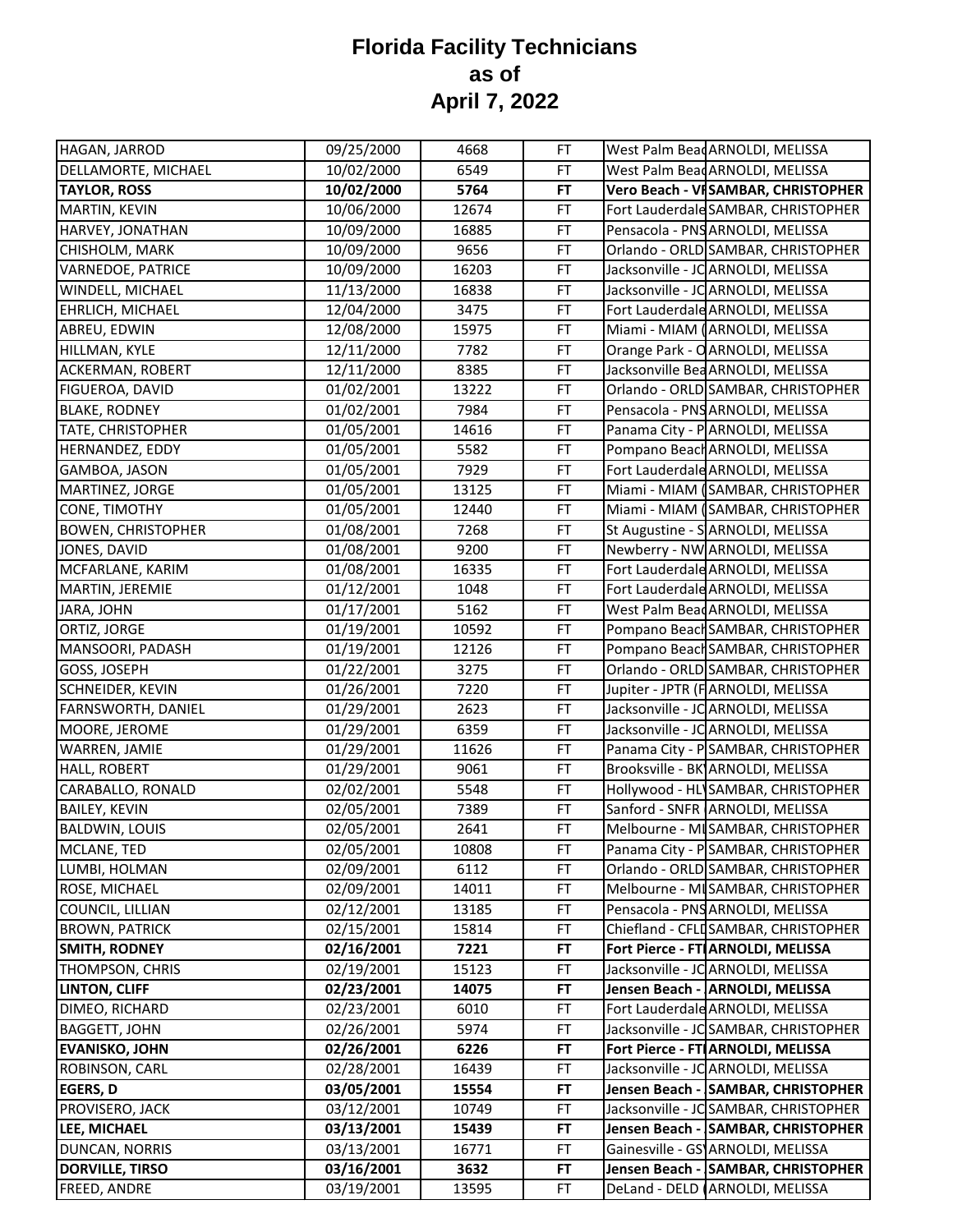# Florida Facility Technicians as of April 7, 2022

| | | | | | |
|---|---|---|---|---|---|
| HAGAN, JARROD | 09/25/2000 | 4668 | FT | West Palm Beac | ARNOLDI, MELISSA |
| DELLAMORTE, MICHAEL | 10/02/2000 | 6549 | FT | West Palm Beac | ARNOLDI, MELISSA |
| **TAYLOR, ROSS** | **10/02/2000** | **5764** | **FT** | **Vero Beach - VI** | **SAMBAR, CHRISTOPHER** |
| MARTIN, KEVIN | 10/06/2000 | 12674 | FT | Fort Lauderdale | SAMBAR, CHRISTOPHER |
| HARVEY, JONATHAN | 10/09/2000 | 16885 | FT | Pensacola - PNS | ARNOLDI, MELISSA |
| CHISHOLM, MARK | 10/09/2000 | 9656 | FT | Orlando - ORLD | SAMBAR, CHRISTOPHER |
| VARNEDOE, PATRICE | 10/09/2000 | 16203 | FT | Jacksonville - JC | ARNOLDI, MELISSA |
| WINDELL, MICHAEL | 11/13/2000 | 16838 | FT | Jacksonville - JC | ARNOLDI, MELISSA |
| EHRLICH, MICHAEL | 12/04/2000 | 3475 | FT | Fort Lauderdale | ARNOLDI, MELISSA |
| ABREU, EDWIN | 12/08/2000 | 15975 | FT | Miami - MIAM ( | ARNOLDI, MELISSA |
| HILLMAN, KYLE | 12/11/2000 | 7782 | FT | Orange Park - O | ARNOLDI, MELISSA |
| ACKERMAN, ROBERT | 12/11/2000 | 8385 | FT | Jacksonville Bea | ARNOLDI, MELISSA |
| FIGUEROA, DAVID | 01/02/2001 | 13222 | FT | Orlando - ORLD | SAMBAR, CHRISTOPHER |
| BLAKE, RODNEY | 01/02/2001 | 7984 | FT | Pensacola - PNS | ARNOLDI, MELISSA |
| TATE, CHRISTOPHER | 01/05/2001 | 14616 | FT | Panama City - P | ARNOLDI, MELISSA |
| HERNANDEZ, EDDY | 01/05/2001 | 5582 | FT | Pompano Beach | ARNOLDI, MELISSA |
| GAMBOA, JASON | 01/05/2001 | 7929 | FT | Fort Lauderdale | ARNOLDI, MELISSA |
| MARTINEZ, JORGE | 01/05/2001 | 13125 | FT | Miami - MIAM ( | SAMBAR, CHRISTOPHER |
| CONE, TIMOTHY | 01/05/2001 | 12440 | FT | Miami - MIAM ( | SAMBAR, CHRISTOPHER |
| BOWEN, CHRISTOPHER | 01/08/2001 | 7268 | FT | St Augustine - S | ARNOLDI, MELISSA |
| JONES, DAVID | 01/08/2001 | 9200 | FT | Newberry - NW | ARNOLDI, MELISSA |
| MCFARLANE, KARIM | 01/08/2001 | 16335 | FT | Fort Lauderdale | ARNOLDI, MELISSA |
| MARTIN, JEREMIE | 01/12/2001 | 1048 | FT | Fort Lauderdale | ARNOLDI, MELISSA |
| JARA, JOHN | 01/17/2001 | 5162 | FT | West Palm Beac | ARNOLDI, MELISSA |
| ORTIZ, JORGE | 01/19/2001 | 10592 | FT | Pompano Beach | SAMBAR, CHRISTOPHER |
| MANSOORI, PADASH | 01/19/2001 | 12126 | FT | Pompano Beach | SAMBAR, CHRISTOPHER |
| GOSS, JOSEPH | 01/22/2001 | 3275 | FT | Orlando - ORLD | SAMBAR, CHRISTOPHER |
| SCHNEIDER, KEVIN | 01/26/2001 | 7220 | FT | Jupiter - JPTR (F | ARNOLDI, MELISSA |
| FARNSWORTH, DANIEL | 01/29/2001 | 2623 | FT | Jacksonville - JC | ARNOLDI, MELISSA |
| MOORE, JEROME | 01/29/2001 | 6359 | FT | Jacksonville - JC | ARNOLDI, MELISSA |
| WARREN, JAMIE | 01/29/2001 | 11626 | FT | Panama City - P | SAMBAR, CHRISTOPHER |
| HALL, ROBERT | 01/29/2001 | 9061 | FT | Brooksville - BK | ARNOLDI, MELISSA |
| CARABALLO, RONALD | 02/02/2001 | 5548 | FT | Hollywood - HL | SAMBAR, CHRISTOPHER |
| BAILEY, KEVIN | 02/05/2001 | 7389 | FT | Sanford - SNFR | ARNOLDI, MELISSA |
| BALDWIN, LOUIS | 02/05/2001 | 2641 | FT | Melbourne - MI | SAMBAR, CHRISTOPHER |
| MCLANE, TED | 02/05/2001 | 10808 | FT | Panama City - P | SAMBAR, CHRISTOPHER |
| LUMBI, HOLMAN | 02/09/2001 | 6112 | FT | Orlando - ORLD | SAMBAR, CHRISTOPHER |
| ROSE, MICHAEL | 02/09/2001 | 14011 | FT | Melbourne - MI | SAMBAR, CHRISTOPHER |
| COUNCIL, LILLIAN | 02/12/2001 | 13185 | FT | Pensacola - PNS | ARNOLDI, MELISSA |
| BROWN, PATRICK | 02/15/2001 | 15814 | FT | Chiefland - CFLI | SAMBAR, CHRISTOPHER |
| **SMITH, RODNEY** | **02/16/2001** | **7221** | **FT** | **Fort Pierce - FTI** | **ARNOLDI, MELISSA** |
| THOMPSON, CHRIS | 02/19/2001 | 15123 | FT | Jacksonville - JC | ARNOLDI, MELISSA |
| **LINTON, CLIFF** | **02/23/2001** | **14075** | **FT** | **Jensen Beach -** | **ARNOLDI, MELISSA** |
| DIMEO, RICHARD | 02/23/2001 | 6010 | FT | Fort Lauderdale | ARNOLDI, MELISSA |
| BAGGETT, JOHN | 02/26/2001 | 5974 | FT | Jacksonville - JC | SAMBAR, CHRISTOPHER |
| **EVANISKO, JOHN** | **02/26/2001** | **6226** | **FT** | **Fort Pierce - FTI** | **ARNOLDI, MELISSA** |
| ROBINSON, CARL | 02/28/2001 | 16439 | FT | Jacksonville - JC | ARNOLDI, MELISSA |
| **EGERS, D** | **03/05/2001** | **15554** | **FT** | **Jensen Beach -** | **SAMBAR, CHRISTOPHER** |
| PROVISERO, JACK | 03/12/2001 | 10749 | FT | Jacksonville - JC | SAMBAR, CHRISTOPHER |
| **LEE, MICHAEL** | **03/13/2001** | **15439** | **FT** | **Jensen Beach -** | **SAMBAR, CHRISTOPHER** |
| DUNCAN, NORRIS | 03/13/2001 | 16771 | FT | Gainesville - GS | ARNOLDI, MELISSA |
| **DORVILLE, TIRSO** | **03/16/2001** | **3632** | **FT** | **Jensen Beach -** | **SAMBAR, CHRISTOPHER** |
| FREED, ANDRE | 03/19/2001 | 13595 | FT | DeLand - DELD ( | ARNOLDI, MELISSA |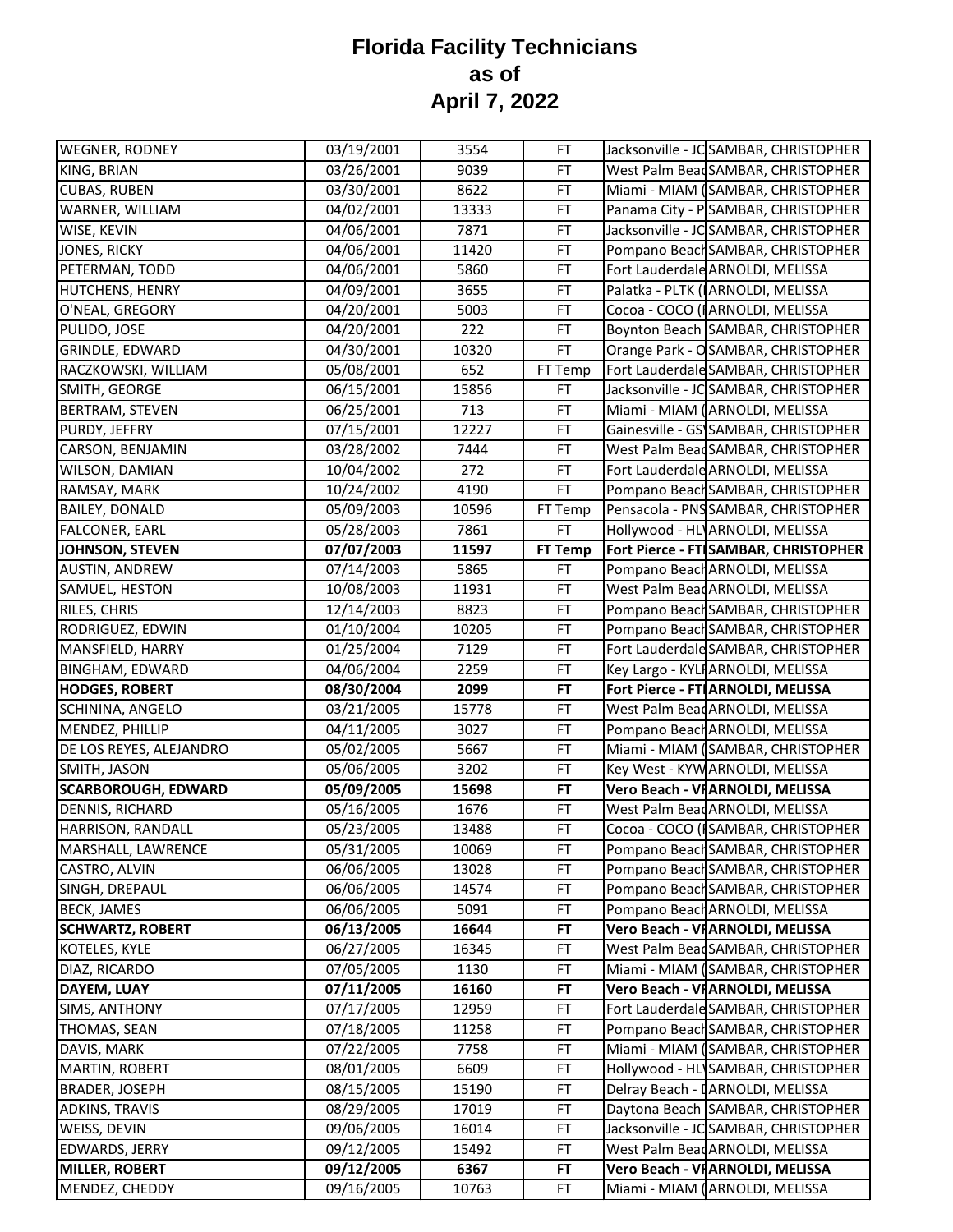# Florida Facility Technicians as of April 7, 2022

| | | | | | |
|---|---|---|---|---|---|
| WEGNER, RODNEY | 03/19/2001 | 3554 | FT | Jacksonville - JC | SAMBAR, CHRISTOPHER |
| KING, BRIAN | 03/26/2001 | 9039 | FT | West Palm Beac | SAMBAR, CHRISTOPHER |
| CUBAS, RUBEN | 03/30/2001 | 8622 | FT | Miami - MIAM ( | SAMBAR, CHRISTOPHER |
| WARNER, WILLIAM | 04/02/2001 | 13333 | FT | Panama City - P | SAMBAR, CHRISTOPHER |
| WISE, KEVIN | 04/06/2001 | 7871 | FT | Jacksonville - JC | SAMBAR, CHRISTOPHER |
| JONES, RICKY | 04/06/2001 | 11420 | FT | Pompano Beach | SAMBAR, CHRISTOPHER |
| PETERMAN, TODD | 04/06/2001 | 5860 | FT | Fort Lauderdale | ARNOLDI, MELISSA |
| HUTCHENS, HENRY | 04/09/2001 | 3655 | FT | Palatka - PLTK ( | ARNOLDI, MELISSA |
| O'NEAL, GREGORY | 04/20/2001 | 5003 | FT | Cocoa - COCO ( | ARNOLDI, MELISSA |
| PULIDO, JOSE | 04/20/2001 | 222 | FT | Boynton Beach | SAMBAR, CHRISTOPHER |
| GRINDLE, EDWARD | 04/30/2001 | 10320 | FT | Orange Park - O | SAMBAR, CHRISTOPHER |
| RACZKOWSKI, WILLIAM | 05/08/2001 | 652 | FT Temp | Fort Lauderdale | SAMBAR, CHRISTOPHER |
| SMITH, GEORGE | 06/15/2001 | 15856 | FT | Jacksonville - JC | SAMBAR, CHRISTOPHER |
| BERTRAM, STEVEN | 06/25/2001 | 713 | FT | Miami - MIAM ( | ARNOLDI, MELISSA |
| PURDY, JEFFRY | 07/15/2001 | 12227 | FT | Gainesville - GS | SAMBAR, CHRISTOPHER |
| CARSON, BENJAMIN | 03/28/2002 | 7444 | FT | West Palm Beac | SAMBAR, CHRISTOPHER |
| WILSON, DAMIAN | 10/04/2002 | 272 | FT | Fort Lauderdale | ARNOLDI, MELISSA |
| RAMSAY, MARK | 10/24/2002 | 4190 | FT | Pompano Beach | SAMBAR, CHRISTOPHER |
| BAILEY, DONALD | 05/09/2003 | 10596 | FT Temp | Pensacola - PNS | SAMBAR, CHRISTOPHER |
| FALCONER, EARL | 05/28/2003 | 7861 | FT | Hollywood - HL | ARNOLDI, MELISSA |
| **JOHNSON, STEVEN** | **07/07/2003** | **11597** | **FT Temp** | **Fort Pierce - FT** | **SAMBAR, CHRISTOPHER** |
| AUSTIN, ANDREW | 07/14/2003 | 5865 | FT | Pompano Beach | ARNOLDI, MELISSA |
| SAMUEL, HESTON | 10/08/2003 | 11931 | FT | West Palm Beac | ARNOLDI, MELISSA |
| RILES, CHRIS | 12/14/2003 | 8823 | FT | Pompano Beach | SAMBAR, CHRISTOPHER |
| RODRIGUEZ, EDWIN | 01/10/2004 | 10205 | FT | Pompano Beach | SAMBAR, CHRISTOPHER |
| MANSFIELD, HARRY | 01/25/2004 | 7129 | FT | Fort Lauderdale | SAMBAR, CHRISTOPHER |
| BINGHAM, EDWARD | 04/06/2004 | 2259 | FT | Key Largo - KYL | ARNOLDI, MELISSA |
| **HODGES, ROBERT** | **08/30/2004** | **2099** | **FT** | **Fort Pierce - FT** | **ARNOLDI, MELISSA** |
| SCHININA, ANGELO | 03/21/2005 | 15778 | FT | West Palm Beac | ARNOLDI, MELISSA |
| MENDEZ, PHILLIP | 04/11/2005 | 3027 | FT | Pompano Beach | ARNOLDI, MELISSA |
| DE LOS REYES, ALEJANDRO | 05/02/2005 | 5667 | FT | Miami - MIAM ( | SAMBAR, CHRISTOPHER |
| SMITH, JASON | 05/06/2005 | 3202 | FT | Key West - KYW | ARNOLDI, MELISSA |
| **SCARBOROUGH, EDWARD** | **05/09/2005** | **15698** | **FT** | **Vero Beach - VI** | **ARNOLDI, MELISSA** |
| DENNIS, RICHARD | 05/16/2005 | 1676 | FT | West Palm Beac | ARNOLDI, MELISSA |
| HARRISON, RANDALL | 05/23/2005 | 13488 | FT | Cocoa - COCO ( | SAMBAR, CHRISTOPHER |
| MARSHALL, LAWRENCE | 05/31/2005 | 10069 | FT | Pompano Beach | SAMBAR, CHRISTOPHER |
| CASTRO, ALVIN | 06/06/2005 | 13028 | FT | Pompano Beach | SAMBAR, CHRISTOPHER |
| SINGH, DREPAUL | 06/06/2005 | 14574 | FT | Pompano Beach | SAMBAR, CHRISTOPHER |
| BECK, JAMES | 06/06/2005 | 5091 | FT | Pompano Beach | ARNOLDI, MELISSA |
| **SCHWARTZ, ROBERT** | **06/13/2005** | **16644** | **FT** | **Vero Beach - VI** | **ARNOLDI, MELISSA** |
| KOTELES, KYLE | 06/27/2005 | 16345 | FT | West Palm Beac | SAMBAR, CHRISTOPHER |
| DIAZ, RICARDO | 07/05/2005 | 1130 | FT | Miami - MIAM ( | SAMBAR, CHRISTOPHER |
| **DAYEM, LUAY** | **07/11/2005** | **16160** | **FT** | **Vero Beach - VI** | **ARNOLDI, MELISSA** |
| SIMS, ANTHONY | 07/17/2005 | 12959 | FT | Fort Lauderdale | SAMBAR, CHRISTOPHER |
| THOMAS, SEAN | 07/18/2005 | 11258 | FT | Pompano Beach | SAMBAR, CHRISTOPHER |
| DAVIS, MARK | 07/22/2005 | 7758 | FT | Miami - MIAM ( | SAMBAR, CHRISTOPHER |
| MARTIN, ROBERT | 08/01/2005 | 6609 | FT | Hollywood - HL | SAMBAR, CHRISTOPHER |
| BRADER, JOSEPH | 08/15/2005 | 15190 | FT | Delray Beach - I | ARNOLDI, MELISSA |
| ADKINS, TRAVIS | 08/29/2005 | 17019 | FT | Daytona Beach | SAMBAR, CHRISTOPHER |
| WEISS, DEVIN | 09/06/2005 | 16014 | FT | Jacksonville - JC | SAMBAR, CHRISTOPHER |
| EDWARDS, JERRY | 09/12/2005 | 15492 | FT | West Palm Beac | ARNOLDI, MELISSA |
| **MILLER, ROBERT** | **09/12/2005** | **6367** | **FT** | **Vero Beach - VI** | **ARNOLDI, MELISSA** |
| MENDEZ, CHEDDY | 09/16/2005 | 10763 | FT | Miami - MIAM ( | ARNOLDI, MELISSA |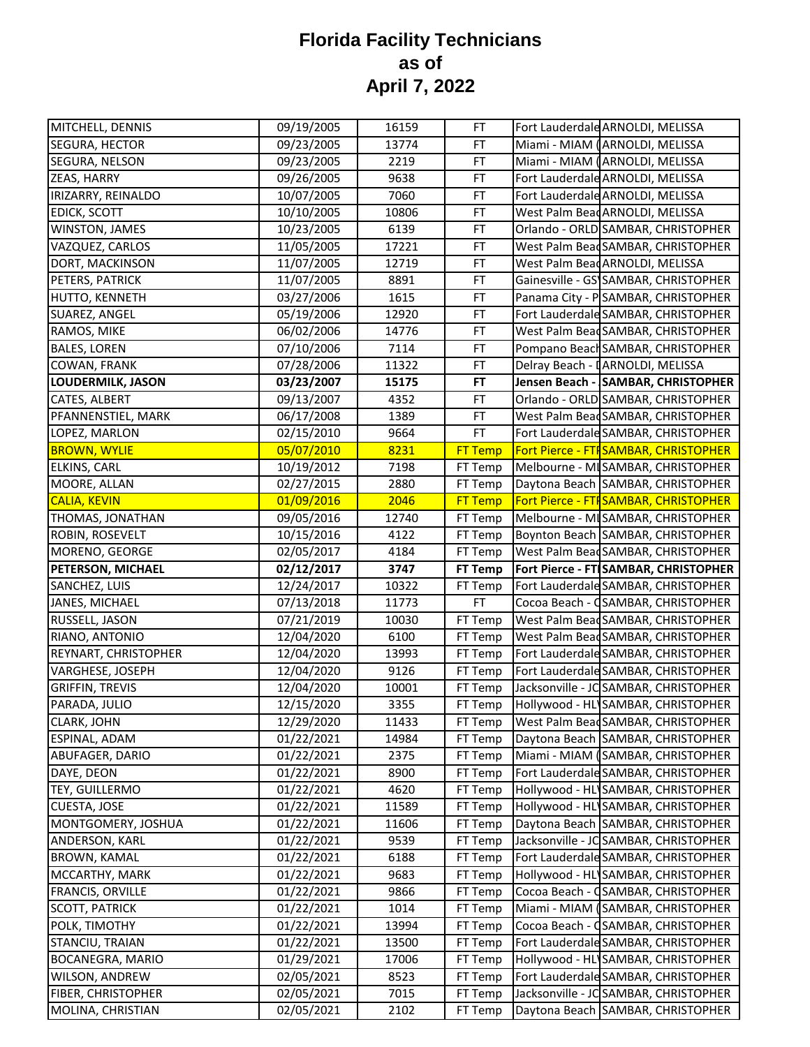**Florida Facility Technicians**
**as of**
**April 7, 2022**

| | | | | | |
|---|---|---|---|---|---|
| MITCHELL, DENNIS | 09/19/2005 | 16159 | FT | Fort Lauderdale | ARNOLDI, MELISSA |
| SEGURA, HECTOR | 09/23/2005 | 13774 | FT | Miami - MIAM ( | ARNOLDI, MELISSA |
| SEGURA, NELSON | 09/23/2005 | 2219 | FT | Miami - MIAM ( | ARNOLDI, MELISSA |
| ZEAS, HARRY | 09/26/2005 | 9638 | FT | Fort Lauderdale | ARNOLDI, MELISSA |
| IRIZARRY, REINALDO | 10/07/2005 | 7060 | FT | Fort Lauderdale | ARNOLDI, MELISSA |
| EDICK, SCOTT | 10/10/2005 | 10806 | FT | West Palm Bead | ARNOLDI, MELISSA |
| WINSTON, JAMES | 10/23/2005 | 6139 | FT | Orlando - ORLD | SAMBAR, CHRISTOPHER |
| VAZQUEZ, CARLOS | 11/05/2005 | 17221 | FT | West Palm Bead | SAMBAR, CHRISTOPHER |
| DORT, MACKINSON | 11/07/2005 | 12719 | FT | West Palm Bead | ARNOLDI, MELISSA |
| PETERS, PATRICK | 11/07/2005 | 8891 | FT | Gainesville - GS | SAMBAR, CHRISTOPHER |
| HUTTO, KENNETH | 03/27/2006 | 1615 | FT | Panama City - P | SAMBAR, CHRISTOPHER |
| SUAREZ, ANGEL | 05/19/2006 | 12920 | FT | Fort Lauderdale | SAMBAR, CHRISTOPHER |
| RAMOS, MIKE | 06/02/2006 | 14776 | FT | West Palm Bead | SAMBAR, CHRISTOPHER |
| BALES, LOREN | 07/10/2006 | 7114 | FT | Pompano Beach | SAMBAR, CHRISTOPHER |
| COWAN, FRANK | 07/28/2006 | 11322 | FT | Delray Beach - [ | ARNOLDI, MELISSA |
| **LOUDERMILK, JASON** | **03/23/2007** | **15175** | **FT** | **Jensen Beach -** | **SAMBAR, CHRISTOPHER** |
| CATES, ALBERT | 09/13/2007 | 4352 | FT | Orlando - ORLD | SAMBAR, CHRISTOPHER |
| PFANNENSTIEL, MARK | 06/17/2008 | 1389 | FT | West Palm Bead | SAMBAR, CHRISTOPHER |
| LOPEZ, MARLON | 02/15/2010 | 9664 | FT | Fort Lauderdale | SAMBAR, CHRISTOPHER |
| BROWN, WYLIE | 05/07/2010 | 8231 | FT Temp | Fort Pierce - FTF | SAMBAR, CHRISTOPHER |
| ELKINS, CARL | 10/19/2012 | 7198 | FT Temp | Melbourne - MI | SAMBAR, CHRISTOPHER |
| MOORE, ALLAN | 02/27/2015 | 2880 | FT Temp | Daytona Beach | SAMBAR, CHRISTOPHER |
| CALIA, KEVIN | 01/09/2016 | 2046 | FT Temp | Fort Pierce - FTF | SAMBAR, CHRISTOPHER |
| THOMAS, JONATHAN | 09/05/2016 | 12740 | FT Temp | Melbourne - MI | SAMBAR, CHRISTOPHER |
| ROBIN, ROSEVELT | 10/15/2016 | 4122 | FT Temp | Boynton Beach | SAMBAR, CHRISTOPHER |
| MORENO, GEORGE | 02/05/2017 | 4184 | FT Temp | West Palm Bead | SAMBAR, CHRISTOPHER |
| **PETERSON, MICHAEL** | **02/12/2017** | **3747** | **FT Temp** | **Fort Pierce - FTI** | **SAMBAR, CHRISTOPHER** |
| SANCHEZ, LUIS | 12/24/2017 | 10322 | FT Temp | Fort Lauderdale | SAMBAR, CHRISTOPHER |
| JANES, MICHAEL | 07/13/2018 | 11773 | FT | Cocoa Beach - C | SAMBAR, CHRISTOPHER |
| RUSSELL, JASON | 07/21/2019 | 10030 | FT Temp | West Palm Bead | SAMBAR, CHRISTOPHER |
| RIANO, ANTONIO | 12/04/2020 | 6100 | FT Temp | West Palm Bead | SAMBAR, CHRISTOPHER |
| REYNART, CHRISTOPHER | 12/04/2020 | 13993 | FT Temp | Fort Lauderdale | SAMBAR, CHRISTOPHER |
| VARGHESE, JOSEPH | 12/04/2020 | 9126 | FT Temp | Fort Lauderdale | SAMBAR, CHRISTOPHER |
| GRIFFIN, TREVIS | 12/04/2020 | 10001 | FT Temp | Jacksonville - JC | SAMBAR, CHRISTOPHER |
| PARADA, JULIO | 12/15/2020 | 3355 | FT Temp | Hollywood - HL | SAMBAR, CHRISTOPHER |
| CLARK, JOHN | 12/29/2020 | 11433 | FT Temp | West Palm Bead | SAMBAR, CHRISTOPHER |
| ESPINAL, ADAM | 01/22/2021 | 14984 | FT Temp | Daytona Beach | SAMBAR, CHRISTOPHER |
| ABUFAGER, DARIO | 01/22/2021 | 2375 | FT Temp | Miami - MIAM ( | SAMBAR, CHRISTOPHER |
| DAYE, DEON | 01/22/2021 | 8900 | FT Temp | Fort Lauderdale | SAMBAR, CHRISTOPHER |
| TEY, GUILLERMO | 01/22/2021 | 4620 | FT Temp | Hollywood - HL | SAMBAR, CHRISTOPHER |
| CUESTA, JOSE | 01/22/2021 | 11589 | FT Temp | Hollywood - HL | SAMBAR, CHRISTOPHER |
| MONTGOMERY, JOSHUA | 01/22/2021 | 11606 | FT Temp | Daytona Beach | SAMBAR, CHRISTOPHER |
| ANDERSON, KARL | 01/22/2021 | 9539 | FT Temp | Jacksonville - JC | SAMBAR, CHRISTOPHER |
| BROWN, KAMAL | 01/22/2021 | 6188 | FT Temp | Fort Lauderdale | SAMBAR, CHRISTOPHER |
| MCCARTHY, MARK | 01/22/2021 | 9683 | FT Temp | Hollywood - HL | SAMBAR, CHRISTOPHER |
| FRANCIS, ORVILLE | 01/22/2021 | 9866 | FT Temp | Cocoa Beach - C | SAMBAR, CHRISTOPHER |
| SCOTT, PATRICK | 01/22/2021 | 1014 | FT Temp | Miami - MIAM ( | SAMBAR, CHRISTOPHER |
| POLK, TIMOTHY | 01/22/2021 | 13994 | FT Temp | Cocoa Beach - C | SAMBAR, CHRISTOPHER |
| STANCIU, TRAIAN | 01/22/2021 | 13500 | FT Temp | Fort Lauderdale | SAMBAR, CHRISTOPHER |
| BOCANEGRA, MARIO | 01/29/2021 | 17006 | FT Temp | Hollywood - HL | SAMBAR, CHRISTOPHER |
| WILSON, ANDREW | 02/05/2021 | 8523 | FT Temp | Fort Lauderdale | SAMBAR, CHRISTOPHER |
| FIBER, CHRISTOPHER | 02/05/2021 | 7015 | FT Temp | Jacksonville - JC | SAMBAR, CHRISTOPHER |
| MOLINA, CHRISTIAN | 02/05/2021 | 2102 | FT Temp | Daytona Beach | SAMBAR, CHRISTOPHER |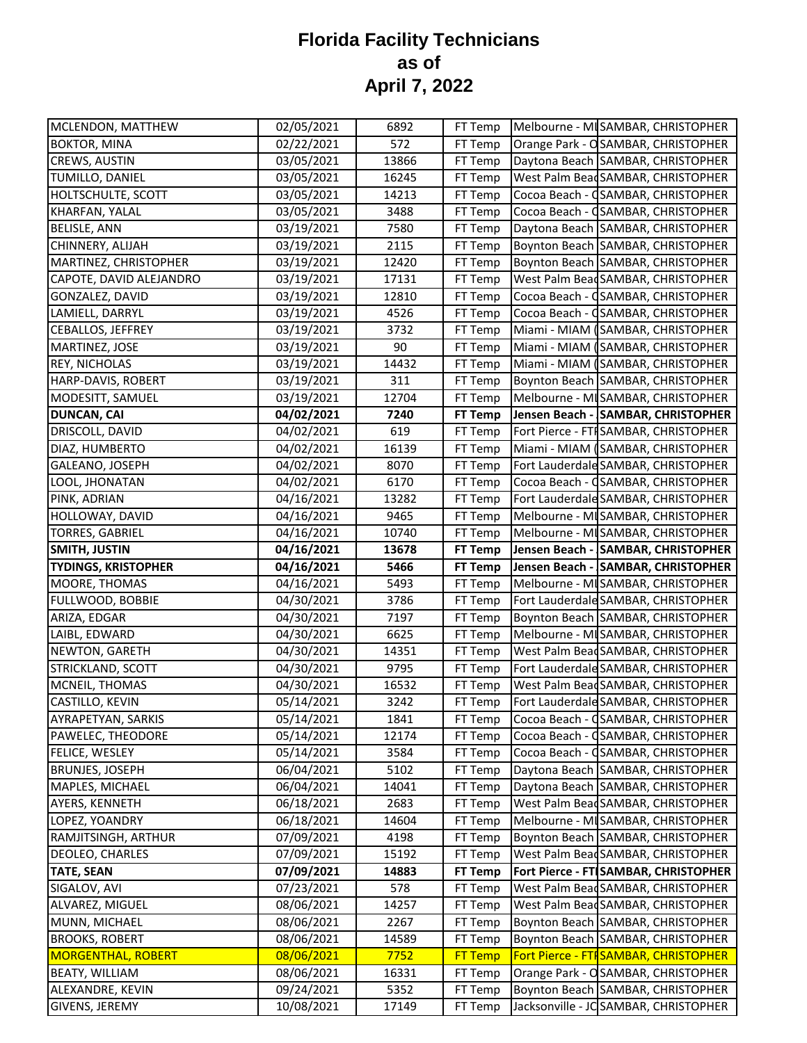# Florida Facility Technicians as of April 7, 2022

| | | | | | |
|---|---|---|---|---|---|
| MCLENDON, MATTHEW | 02/05/2021 | 6892 | FT Temp | Melbourne - MI | SAMBAR, CHRISTOPHER |
| BOKTOR, MINA | 02/22/2021 | 572 | FT Temp | Orange Park - O | SAMBAR, CHRISTOPHER |
| CREWS, AUSTIN | 03/05/2021 | 13866 | FT Temp | Daytona Beach | SAMBAR, CHRISTOPHER |
| TUMILLO, DANIEL | 03/05/2021 | 16245 | FT Temp | West Palm Beac | SAMBAR, CHRISTOPHER |
| HOLTSCHULTE, SCOTT | 03/05/2021 | 14213 | FT Temp | Cocoa Beach - C | SAMBAR, CHRISTOPHER |
| KHARFAN, YALAL | 03/05/2021 | 3488 | FT Temp | Cocoa Beach - C | SAMBAR, CHRISTOPHER |
| BELISLE, ANN | 03/19/2021 | 7580 | FT Temp | Daytona Beach | SAMBAR, CHRISTOPHER |
| CHINNERY, ALIJAH | 03/19/2021 | 2115 | FT Temp | Boynton Beach | SAMBAR, CHRISTOPHER |
| MARTINEZ, CHRISTOPHER | 03/19/2021 | 12420 | FT Temp | Boynton Beach | SAMBAR, CHRISTOPHER |
| CAPOTE, DAVID ALEJANDRO | 03/19/2021 | 17131 | FT Temp | West Palm Beac | SAMBAR, CHRISTOPHER |
| GONZALEZ, DAVID | 03/19/2021 | 12810 | FT Temp | Cocoa Beach - C | SAMBAR, CHRISTOPHER |
| LAMIELL, DARRYL | 03/19/2021 | 4526 | FT Temp | Cocoa Beach - C | SAMBAR, CHRISTOPHER |
| CEBALLOS, JEFFREY | 03/19/2021 | 3732 | FT Temp | Miami - MIAM ( | SAMBAR, CHRISTOPHER |
| MARTINEZ, JOSE | 03/19/2021 | 90 | FT Temp | Miami - MIAM ( | SAMBAR, CHRISTOPHER |
| REY, NICHOLAS | 03/19/2021 | 14432 | FT Temp | Miami - MIAM ( | SAMBAR, CHRISTOPHER |
| HARP-DAVIS, ROBERT | 03/19/2021 | 311 | FT Temp | Boynton Beach | SAMBAR, CHRISTOPHER |
| MODESITT, SAMUEL | 03/19/2021 | 12704 | FT Temp | Melbourne - MI | SAMBAR, CHRISTOPHER |
| **DUNCAN, CAI** | **04/02/2021** | **7240** | **FT Temp** | **Jensen Beach -** | **SAMBAR, CHRISTOPHER** |
| DRISCOLL, DAVID | 04/02/2021 | 619 | FT Temp | Fort Pierce - FTI | SAMBAR, CHRISTOPHER |
| DIAZ, HUMBERTO | 04/02/2021 | 16139 | FT Temp | Miami - MIAM ( | SAMBAR, CHRISTOPHER |
| GALEANO, JOSEPH | 04/02/2021 | 8070 | FT Temp | Fort Lauderdale | SAMBAR, CHRISTOPHER |
| LOOL, JHONATAN | 04/02/2021 | 6170 | FT Temp | Cocoa Beach - C | SAMBAR, CHRISTOPHER |
| PINK, ADRIAN | 04/16/2021 | 13282 | FT Temp | Fort Lauderdale | SAMBAR, CHRISTOPHER |
| HOLLOWAY, DAVID | 04/16/2021 | 9465 | FT Temp | Melbourne - MI | SAMBAR, CHRISTOPHER |
| TORRES, GABRIEL | 04/16/2021 | 10740 | FT Temp | Melbourne - MI | SAMBAR, CHRISTOPHER |
| **SMITH, JUSTIN** | **04/16/2021** | **13678** | **FT Temp** | **Jensen Beach -** | **SAMBAR, CHRISTOPHER** |
| **TYDINGS, KRISTOPHER** | **04/16/2021** | **5466** | **FT Temp** | **Jensen Beach -** | **SAMBAR, CHRISTOPHER** |
| MOORE, THOMAS | 04/16/2021 | 5493 | FT Temp | Melbourne - MI | SAMBAR, CHRISTOPHER |
| FULLWOOD, BOBBIE | 04/30/2021 | 3786 | FT Temp | Fort Lauderdale | SAMBAR, CHRISTOPHER |
| ARIZA, EDGAR | 04/30/2021 | 7197 | FT Temp | Boynton Beach | SAMBAR, CHRISTOPHER |
| LAIBL, EDWARD | 04/30/2021 | 6625 | FT Temp | Melbourne - MI | SAMBAR, CHRISTOPHER |
| NEWTON, GARETH | 04/30/2021 | 14351 | FT Temp | West Palm Beac | SAMBAR, CHRISTOPHER |
| STRICKLAND, SCOTT | 04/30/2021 | 9795 | FT Temp | Fort Lauderdale | SAMBAR, CHRISTOPHER |
| MCNEIL, THOMAS | 04/30/2021 | 16532 | FT Temp | West Palm Beac | SAMBAR, CHRISTOPHER |
| CASTILLO, KEVIN | 05/14/2021 | 3242 | FT Temp | Fort Lauderdale | SAMBAR, CHRISTOPHER |
| AYRAPETYAN, SARKIS | 05/14/2021 | 1841 | FT Temp | Cocoa Beach - C | SAMBAR, CHRISTOPHER |
| PAWELEC, THEODORE | 05/14/2021 | 12174 | FT Temp | Cocoa Beach - C | SAMBAR, CHRISTOPHER |
| FELICE, WESLEY | 05/14/2021 | 3584 | FT Temp | Cocoa Beach - C | SAMBAR, CHRISTOPHER |
| BRUNJES, JOSEPH | 06/04/2021 | 5102 | FT Temp | Daytona Beach | SAMBAR, CHRISTOPHER |
| MAPLES, MICHAEL | 06/04/2021 | 14041 | FT Temp | Daytona Beach | SAMBAR, CHRISTOPHER |
| AYERS, KENNETH | 06/18/2021 | 2683 | FT Temp | West Palm Beac | SAMBAR, CHRISTOPHER |
| LOPEZ, YOANDRY | 06/18/2021 | 14604 | FT Temp | Melbourne - MI | SAMBAR, CHRISTOPHER |
| RAMJITSINGH, ARTHUR | 07/09/2021 | 4198 | FT Temp | Boynton Beach | SAMBAR, CHRISTOPHER |
| DEOLEO, CHARLES | 07/09/2021 | 15192 | FT Temp | West Palm Beac | SAMBAR, CHRISTOPHER |
| **TATE, SEAN** | **07/09/2021** | **14883** | **FT Temp** | **Fort Pierce - FTI** | **SAMBAR, CHRISTOPHER** |
| SIGALOV, AVI | 07/23/2021 | 578 | FT Temp | West Palm Beac | SAMBAR, CHRISTOPHER |
| ALVAREZ, MIGUEL | 08/06/2021 | 14257 | FT Temp | West Palm Beac | SAMBAR, CHRISTOPHER |
| MUNN, MICHAEL | 08/06/2021 | 2267 | FT Temp | Boynton Beach | SAMBAR, CHRISTOPHER |
| BROOKS, ROBERT | 08/06/2021 | 14589 | FT Temp | Boynton Beach | SAMBAR, CHRISTOPHER |
| MORGENTHAL, ROBERT | 08/06/2021 | 7752 | FT Temp | Fort Pierce - FTI | SAMBAR, CHRISTOPHER |
| BEATY, WILLIAM | 08/06/2021 | 16331 | FT Temp | Orange Park - O | SAMBAR, CHRISTOPHER |
| ALEXANDRE, KEVIN | 09/24/2021 | 5352 | FT Temp | Boynton Beach | SAMBAR, CHRISTOPHER |
| GIVENS, JEREMY | 10/08/2021 | 17149 | FT Temp | Jacksonville - JC | SAMBAR, CHRISTOPHER |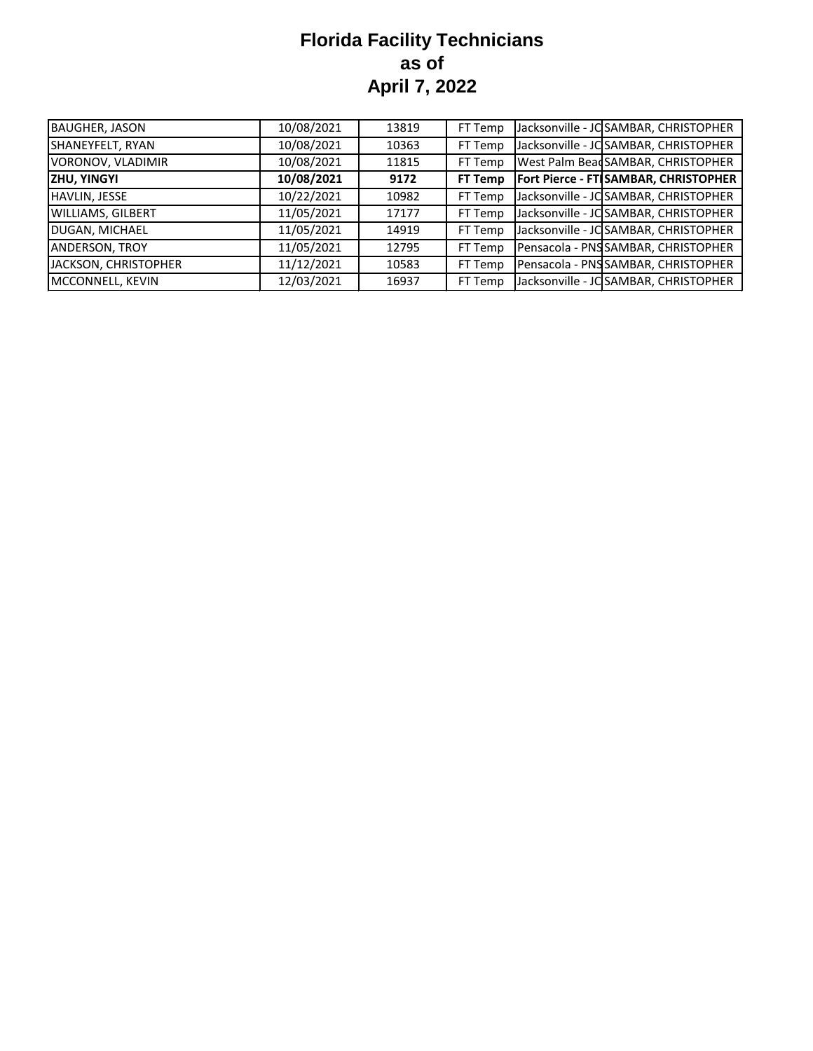# Florida Facility Technicians
# as of
# April 7, 2022

| | | | | | |
|---|---|---|---|---|---|
| BAUGHER, JASON | 10/08/2021 | 13819 | FT Temp | Jacksonville - JC | SAMBAR, CHRISTOPHER |
| SHANEYFELT, RYAN | 10/08/2021 | 10363 | FT Temp | Jacksonville - JC | SAMBAR, CHRISTOPHER |
| VORONOV, VLADIMIR | 10/08/2021 | 11815 | FT Temp | West Palm Bead | SAMBAR, CHRISTOPHER |
| **ZHU, YINGYI** | **10/08/2021** | **9172** | **FT Temp** | **Fort Pierce - FTI** | **SAMBAR, CHRISTOPHER** |
| HAVLIN, JESSE | 10/22/2021 | 10982 | FT Temp | Jacksonville - JC | SAMBAR, CHRISTOPHER |
| WILLIAMS, GILBERT | 11/05/2021 | 17177 | FT Temp | Jacksonville - JC | SAMBAR, CHRISTOPHER |
| DUGAN, MICHAEL | 11/05/2021 | 14919 | FT Temp | Jacksonville - JC | SAMBAR, CHRISTOPHER |
| ANDERSON, TROY | 11/05/2021 | 12795 | FT Temp | Pensacola - PNS | SAMBAR, CHRISTOPHER |
| JACKSON, CHRISTOPHER | 11/12/2021 | 10583 | FT Temp | Pensacola - PNS | SAMBAR, CHRISTOPHER |
| MCCONNELL, KEVIN | 12/03/2021 | 16937 | FT Temp | Jacksonville - JC | SAMBAR, CHRISTOPHER |